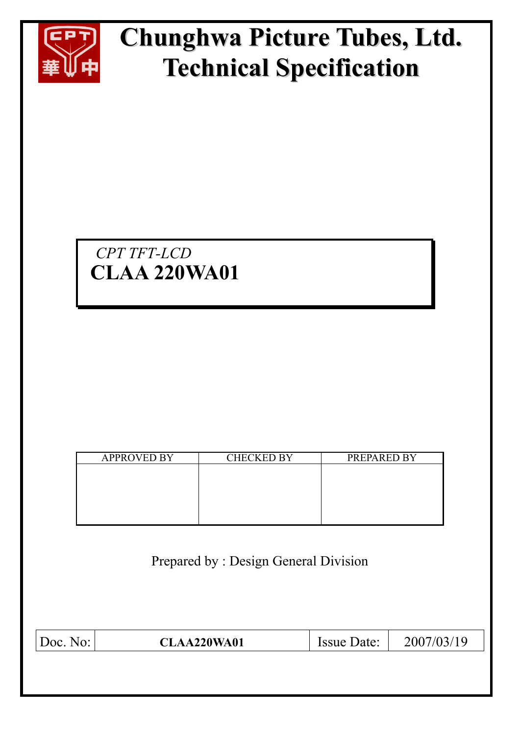# Chunghwa Picture Tubes, Ltd.
# Technical Specification

*CPT TFT-LCD*

**CLAA 220WA01**

| APPROVED BY | CHECKED BY | PREPARED BY |
| --- | --- | --- |
| | | |

Prepared by : Design General Division

| Doc. No: | **CLAA220WA01** | Issue Date: | 2007/03/19 |
| --- | --- | --- | --- |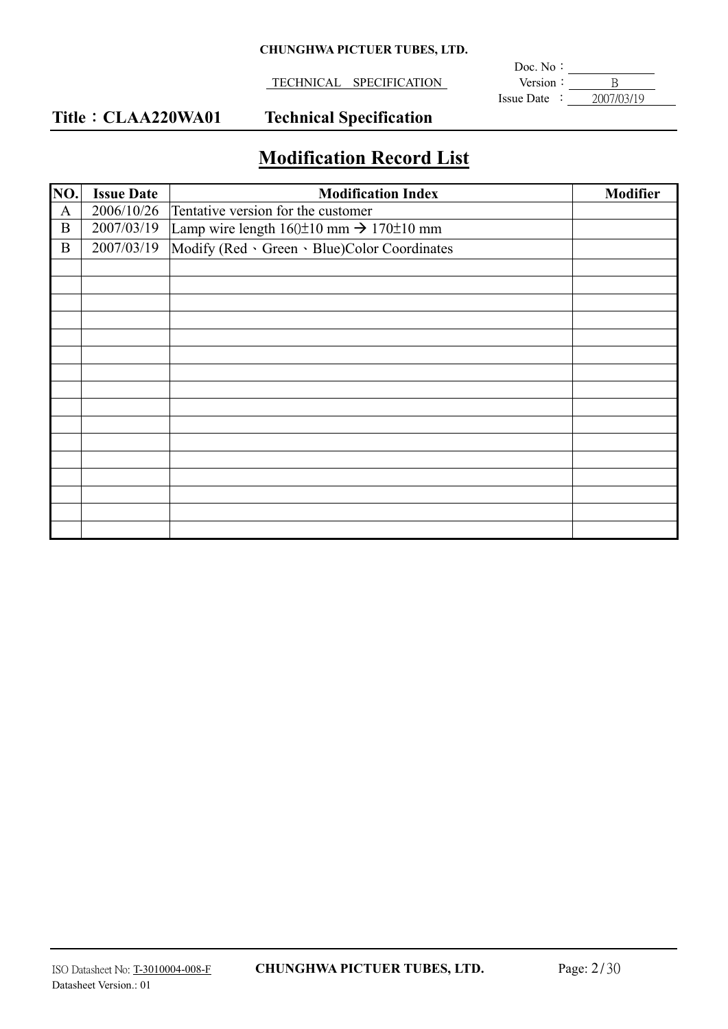## Modification Record List

| NO. | Issue Date | Modification Index | Modifier |
|---|---|---|---|
| A | 2006/10/26 | Tentative version for the customer | |
| B | 2007/03/19 | Lamp wire length 160±10 mm → 170±10 mm | |
| B | 2007/03/19 | Modify (Red、Green、Blue)Color Coordinates | |
| | | | |
| | | | |
| | | | |
| | | | |
| | | | |
| | | | |
| | | | |
| | | | |
| | | | |
| | | | |
| | | | |
| | | | |
| | | | |
| | | | |
| | | | |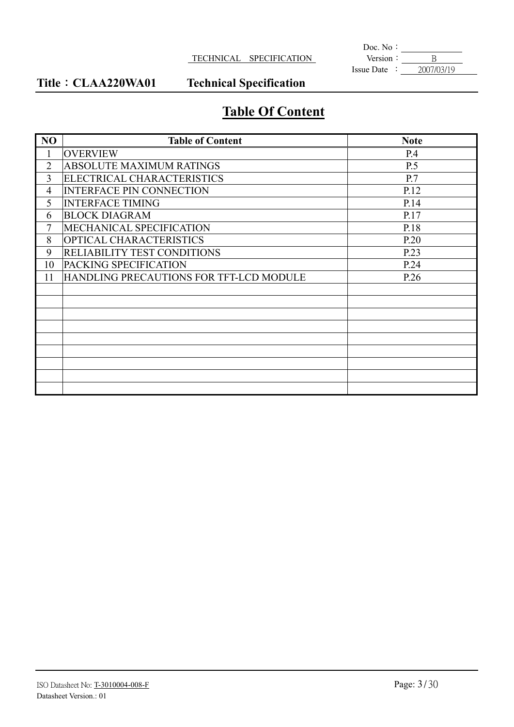**Title：CLAA220WA01 Technical Specification**

# Table Of Content

| NO | Table of Content | Note |
|---|---|---|
| 1 | OVERVIEW | P.4 |
| 2 | ABSOLUTE MAXIMUM RATINGS | P.5 |
| 3 | ELECTRICAL CHARACTERISTICS | P.7 |
| 4 | INTERFACE PIN CONNECTION | P.12 |
| 5 | INTERFACE TIMING | P.14 |
| 6 | BLOCK DIAGRAM | P.17 |
| 7 | MECHANICAL SPECIFICATION | P.18 |
| 8 | OPTICAL CHARACTERISTICS | P.20 |
| 9 | RELIABILITY TEST CONDITIONS | P.23 |
| 10 | PACKING SPECIFICATION | P.24 |
| 11 | HANDLING PRECAUTIONS FOR TFT-LCD MODULE | P.26 |
| | | |
| | | |
| | | |
| | | |
| | | |
| | | |
| | | |
| | | |
| | | |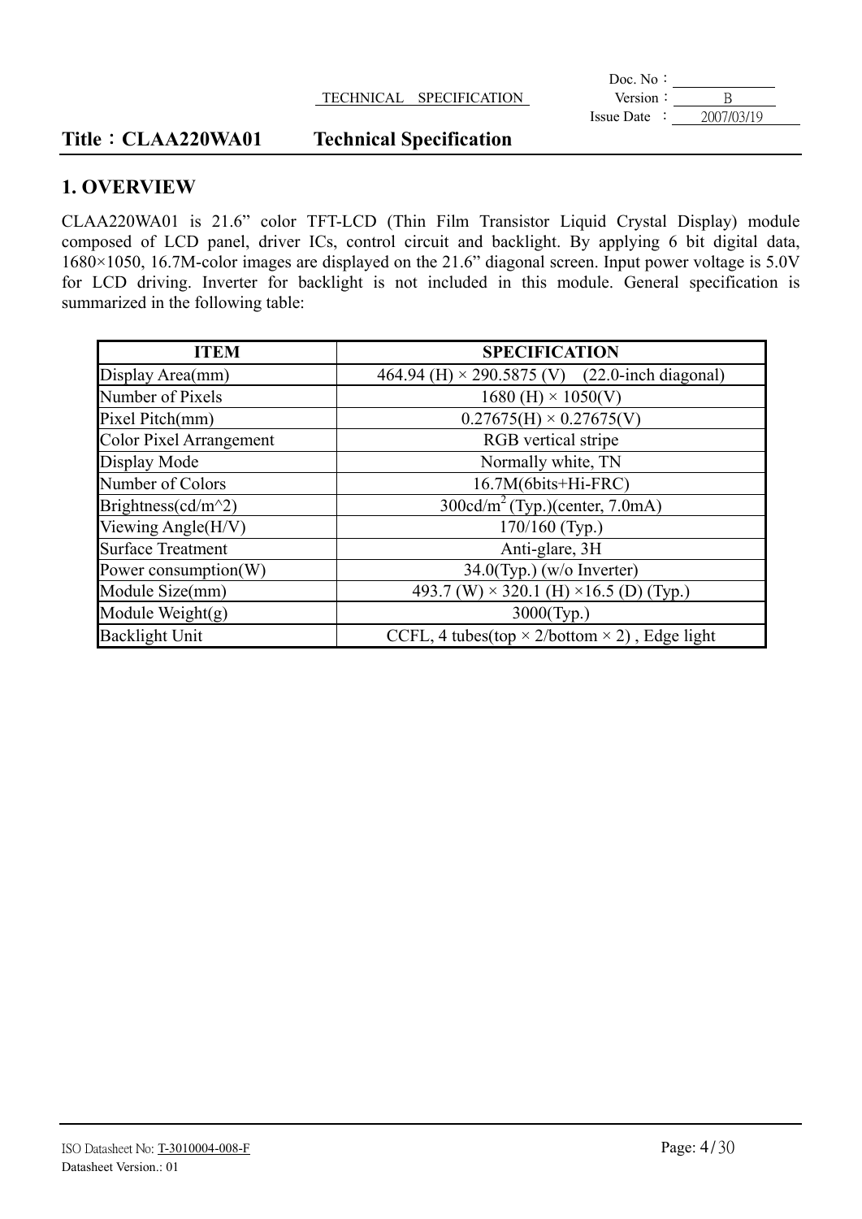# Title：CLAA220WA01 Technical Specification

## 1. OVERVIEW

CLAA220WA01 is 21.6” color TFT-LCD (Thin Film Transistor Liquid Crystal Display) module composed of LCD panel, driver ICs, control circuit and backlight. By applying 6 bit digital data, 1680×1050, 16.7M-color images are displayed on the 21.6” diagonal screen. Input power voltage is 5.0V for LCD driving. Inverter for backlight is not included in this module. General specification is summarized in the following table:

| ITEM | SPECIFICATION |
|---|---|
| Display Area(mm) | 464.94 (H) × 290.5875 (V) (22.0-inch diagonal) |
| Number of Pixels | 1680 (H) × 1050(V) |
| Pixel Pitch(mm) | 0.27675(H) × 0.27675(V) |
| Color Pixel Arrangement | RGB vertical stripe |
| Display Mode | Normally white, TN |
| Number of Colors | 16.7M(6bits+Hi-FRC) |
| Brightness(cd/m^2) | 300cd/$m^2$ (Typ.)(center, 7.0mA) |
| Viewing Angle(H/V) | 170/160 (Typ.) |
| Surface Treatment | Anti-glare, 3H |
| Power consumption(W) | 34.0(Typ.) (w/o Inverter) |
| Module Size(mm) | 493.7 (W) × 320.1 (H) ×16.5 (D) (Typ.) |
| Module Weight(g) | 3000(Typ.) |
| Backlight Unit | CCFL, 4 tubes(top × 2/bottom × 2) , Edge light |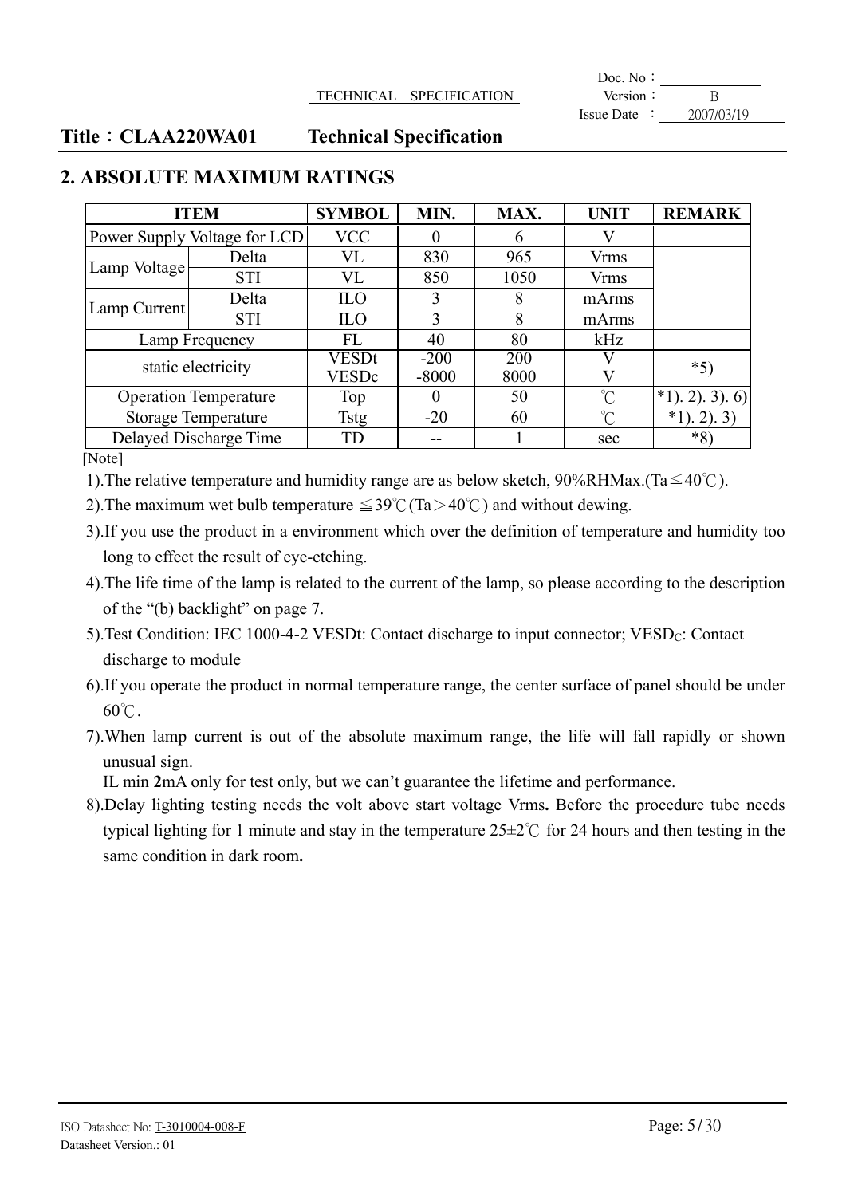## Title：CLAA220WA01 Technical Specification

## 2. ABSOLUTE MAXIMUM RATINGS

| ITEM | | SYMBOL | MIN. | MAX. | UNIT | REMARK |
|---|---|---|---|---|---|---|
| Power Supply Voltage for LCD | | VCC | 0 | 6 | V | |
| Lamp Voltage | Delta | VL | 830 | 965 | Vrms | |
| | STI | VL | 850 | 1050 | Vrms | |
| Lamp Current | Delta | ILO | 3 | 8 | mArms | |
| | STI | ILO | 3 | 8 | mArms | |
| Lamp Frequency | | FL | 40 | 80 | kHz | |
| static electricity | | VESDt | -200 | 200 | V | *5) |
| | | VESDc | -8000 | 8000 | V | |
| Operation Temperature | | Top | 0 | 50 | ℃ | *1). 2). 3). 6) |
| Storage Temperature | | Tstg | -20 | 60 | ℃ | *1). 2). 3) |
| Delayed Discharge Time | | TD | -- | 1 | sec | *8) |

[Note]

1).The relative temperature and humidity range are as below sketch, 90%RHMax.(Ta≦40℃).

2).The maximum wet bulb temperature ≦39℃(Ta＞40℃) and without dewing.

3).If you use the product in a environment which over the definition of temperature and humidity too long to effect the result of eye-etching.

4).The life time of the lamp is related to the current of the lamp, so please according to the description of the "(b) backlight" on page 7.

5).Test Condition: IEC 1000-4-2 VESDt: Contact discharge to input connector; $VESD_C$: Contact discharge to module

6).If you operate the product in normal temperature range, the center surface of panel should be under 60℃.

7).When lamp current is out of the absolute maximum range, the life will fall rapidly or shown unusual sign.
IL min **2**mA only for test only, but we can't guarantee the lifetime and performance.

8).Delay lighting testing needs the volt above start voltage Vrms**.** Before the procedure tube needs typical lighting for 1 minute and stay in the temperature 25±2℃ for 24 hours and then testing in the same condition in dark room**.**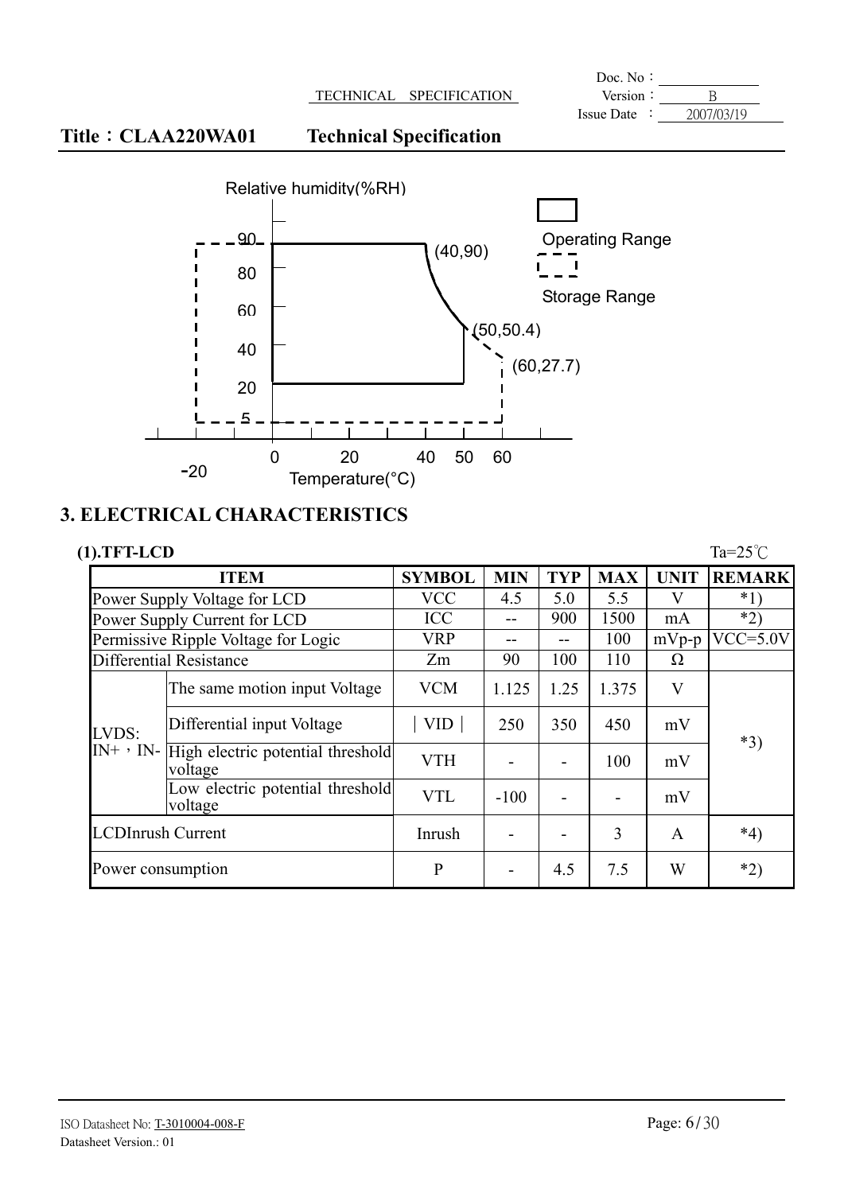Title：CLAA220WA01　　Technical Specification

Relative humidity(%RH)

Operating Range

Storage Range

(40,90)

(50,50.4)

(60,27.7)

90
80
60
40
20
5

-20　0　20　40　50　60

Temperature(°C)

## 3. ELECTRICAL CHARACTERISTICS

### (1).TFT-LCD

Ta=25℃

| ITEM | | SYMBOL | MIN | TYP | MAX | UNIT | REMARK |
|---|---|---|---|---|---|---|---|
| Power Supply Voltage for LCD | | VCC | 4.5 | 5.0 | 5.5 | V | *1) |
| Power Supply Current for LCD | | ICC | -- | 900 | 1500 | mA | *2) |
| Permissive Ripple Voltage for Logic | | VRP | -- | -- | 100 | mVp-p | VCC=5.0V |
| Differential Resistance | | Zm | 90 | 100 | 110 | Ω | |
| LVDS: IN+，IN- | The same motion input Voltage | VCM | 1.125 | 1.25 | 1.375 | V | *3) |
| | Differential input Voltage | ｜VID｜ | 250 | 350 | 450 | mV | |
| | High electric potential threshold voltage | VTH | - | - | 100 | mV | |
| | Low electric potential threshold voltage | VTL | -100 | - | - | mV | |
| LCDInrush Current | | Inrush | - | - | 3 | A | *4) |
| Power consumption | | P | - | 4.5 | 7.5 | W | *2) |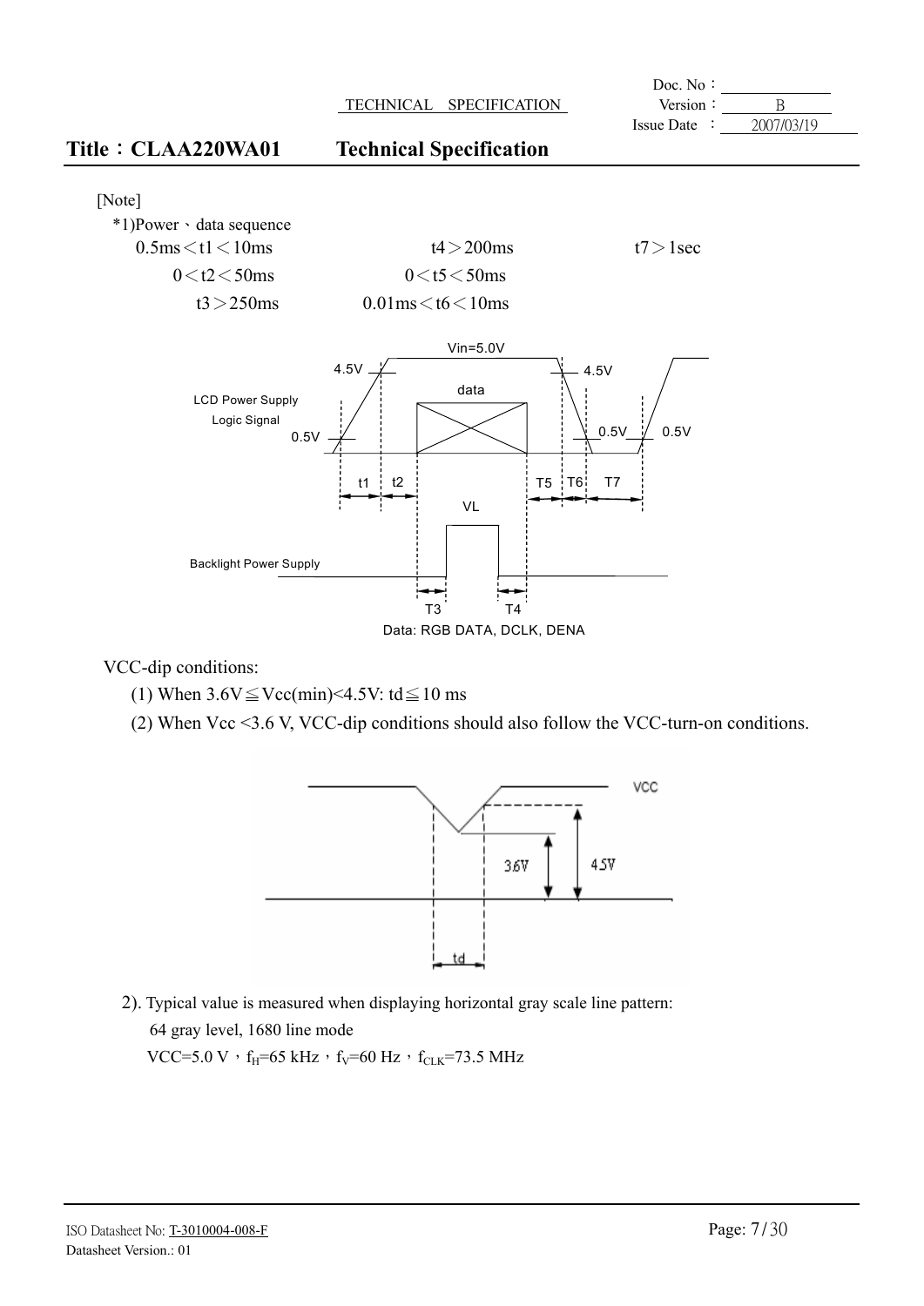# Title：CLAA220WA01 Technical Specification

[Note]

*1)Power、data sequence

0.5ms＜t1＜10ms　　　t4＞200ms　　　t7＞1sec

0＜t2＜50ms　　　0＜t5＜50ms

t3＞250ms　　　0.01ms＜t6＜10ms

VCC-dip conditions:

(1) When 3.6V≦Vcc(min)<4.5V: td≦10 ms

(2) When Vcc <3.6 V, VCC-dip conditions should also follow the VCC-turn-on conditions.

2). Typical value is measured when displaying horizontal gray scale line pattern:

64 gray level, 1680 line mode

VCC=5.0 V，$f_H$=65 kHz，$f_V$=60 Hz，$f_{CLK}$=73.5 MHz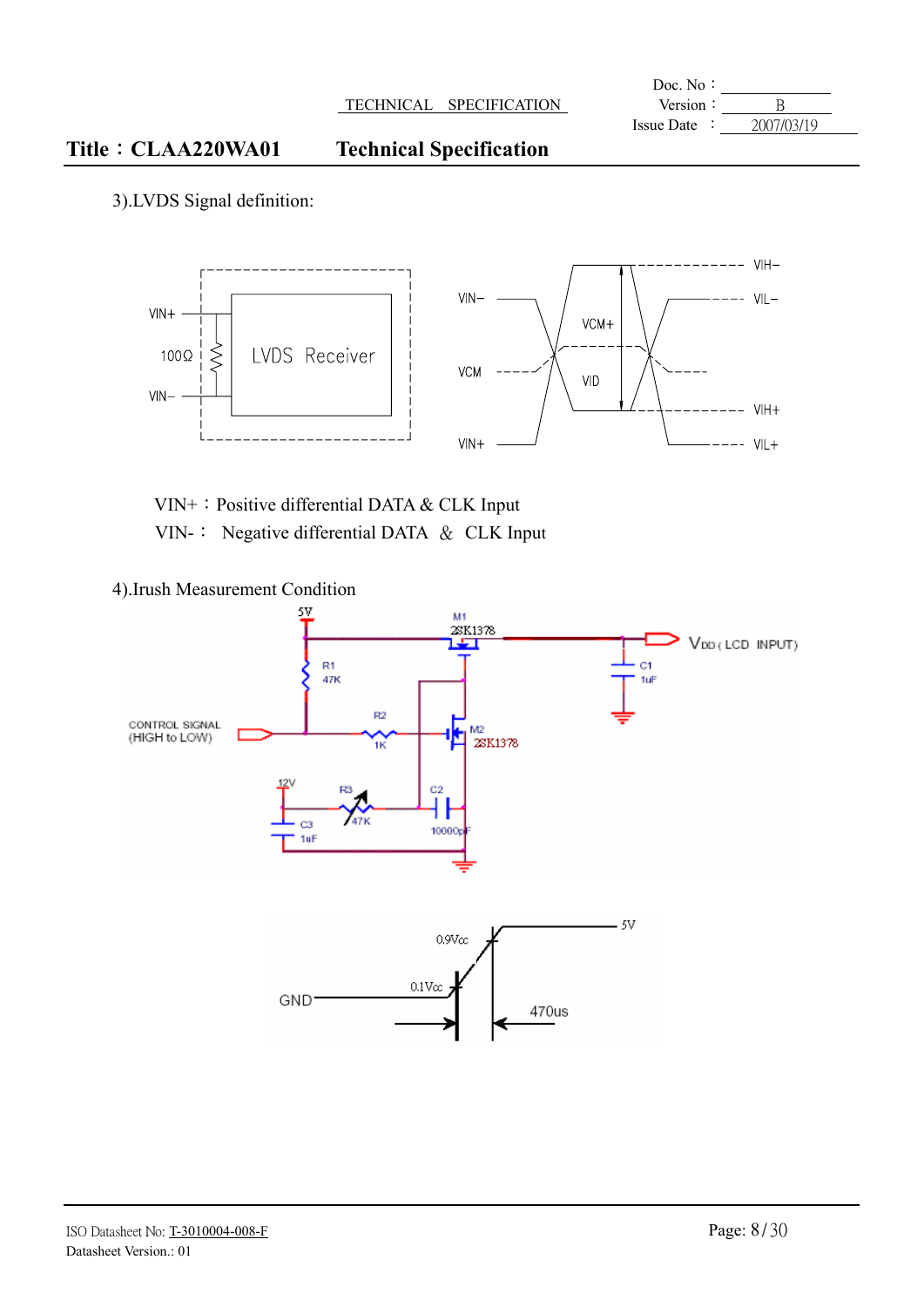3).LVDS Signal definition:

VIN+：Positive differential DATA & CLK Input

VIN-： Negative differential DATA & CLK Input

4).Irush Measurement Condition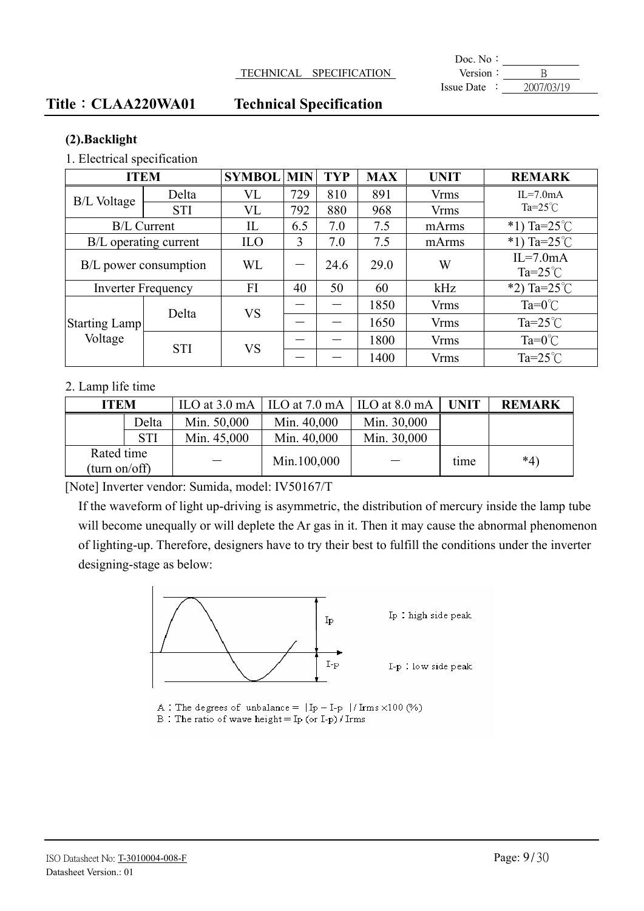## (2).Backlight

1. Electrical specification

| ITEM | | SYMBOL | MIN | TYP | MAX | UNIT | REMARK |
|---|---|---|---|---|---|---|---|
| B/L Voltage | Delta | VL | 729 | 810 | 891 | Vrms | IL=7.0mA Ta=25℃ |
| | STI | VL | 792 | 880 | 968 | Vrms | |
| B/L Current | | IL | 6.5 | 7.0 | 7.5 | mArms | *1) Ta=25℃ |
| B/L operating current | | ILO | 3 | 7.0 | 7.5 | mArms | *1) Ta=25℃ |
| B/L power consumption | | WL | － | 24.6 | 29.0 | W | IL=7.0mA Ta=25℃ |
| Inverter Frequency | | FI | 40 | 50 | 60 | kHz | *2) Ta=25℃ |
| Starting Lamp Voltage | Delta | VS | － | － | 1850 | Vrms | Ta=0℃ |
| | | | － | － | 1650 | Vrms | Ta=25℃ |
| | STI | VS | － | － | 1800 | Vrms | Ta=0℃ |
| | | | － | － | 1400 | Vrms | Ta=25℃ |

2. Lamp life time

| ITEM | | ILO at 3.0 mA | ILO at 7.0 mA | ILO at 8.0 mA | UNIT | REMARK |
|---|---|---|---|---|---|---|
| | Delta | Min. 50,000 | Min. 40,000 | Min. 30,000 | | |
| | STI | Min. 45,000 | Min. 40,000 | Min. 30,000 | | |
| Rated time (turn on/off) | | － | Min.100,000 | － | time | *4) |

[Note] Inverter vendor: Sumida, model: IV50167/T

If the waveform of light up-driving is asymmetric, the distribution of mercury inside the lamp tube will become unequally or will deplete the Ar gas in it. Then it may cause the abnormal phenomenon of lighting-up. Therefore, designers have to try their best to fulfill the conditions under the inverter designing-stage as below:

Ip：high side peak

I-p：low side peak

A：The degrees of unbalance = |Ip – I-p | / Irms ×100 (%)

B：The ratio of wave height = Ip (or I-p) / Irms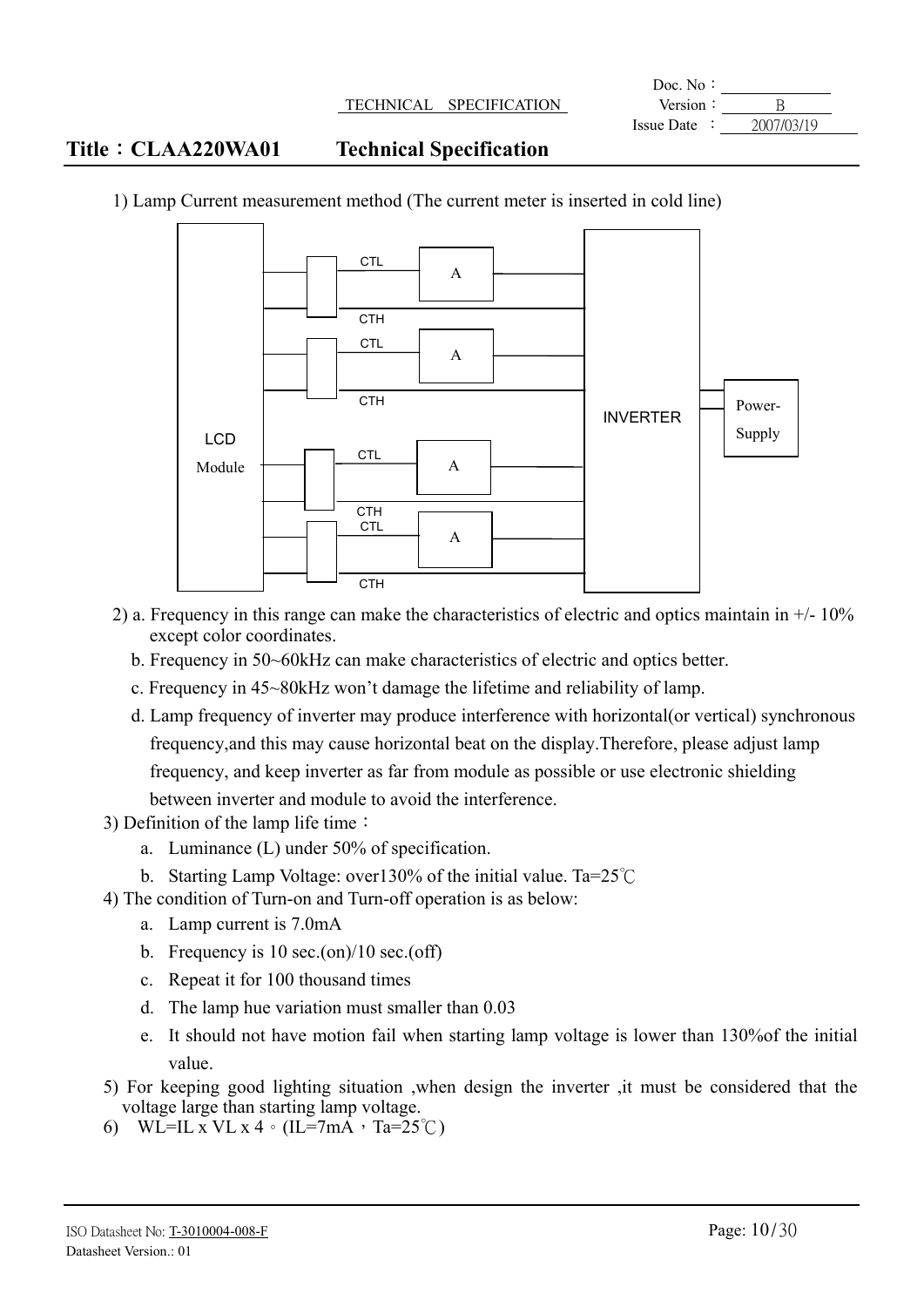1) Lamp Current measurement method (The current meter is inserted in cold line)

2) a. Frequency in this range can make the characteristics of electric and optics maintain in +/- 10% except color coordinates.

   b. Frequency in 50~60kHz can make characteristics of electric and optics better.

   c. Frequency in 45~80kHz won't damage the lifetime and reliability of lamp.

   d. Lamp frequency of inverter may produce interference with horizontal(or vertical) synchronous frequency,and this may cause horizontal beat on the display.Therefore, please adjust lamp frequency, and keep inverter as far from module as possible or use electronic shielding between inverter and module to avoid the interference.

3) Definition of the lamp life time：

   a. Luminance (L) under 50% of specification.

   b. Starting Lamp Voltage: over130% of the initial value. Ta=25℃

4) The condition of Turn-on and Turn-off operation is as below:

   a. Lamp current is 7.0mA

   b. Frequency is 10 sec.(on)/10 sec.(off)

   c. Repeat it for 100 thousand times

   d. The lamp hue variation must smaller than 0.03

   e. It should not have motion fail when starting lamp voltage is lower than 130%of the initial value.

5) For keeping good lighting situation ,when design the inverter ,it must be considered that the voltage large than starting lamp voltage.

6) WL=IL x VL x 4。(IL=7mA，Ta=25℃)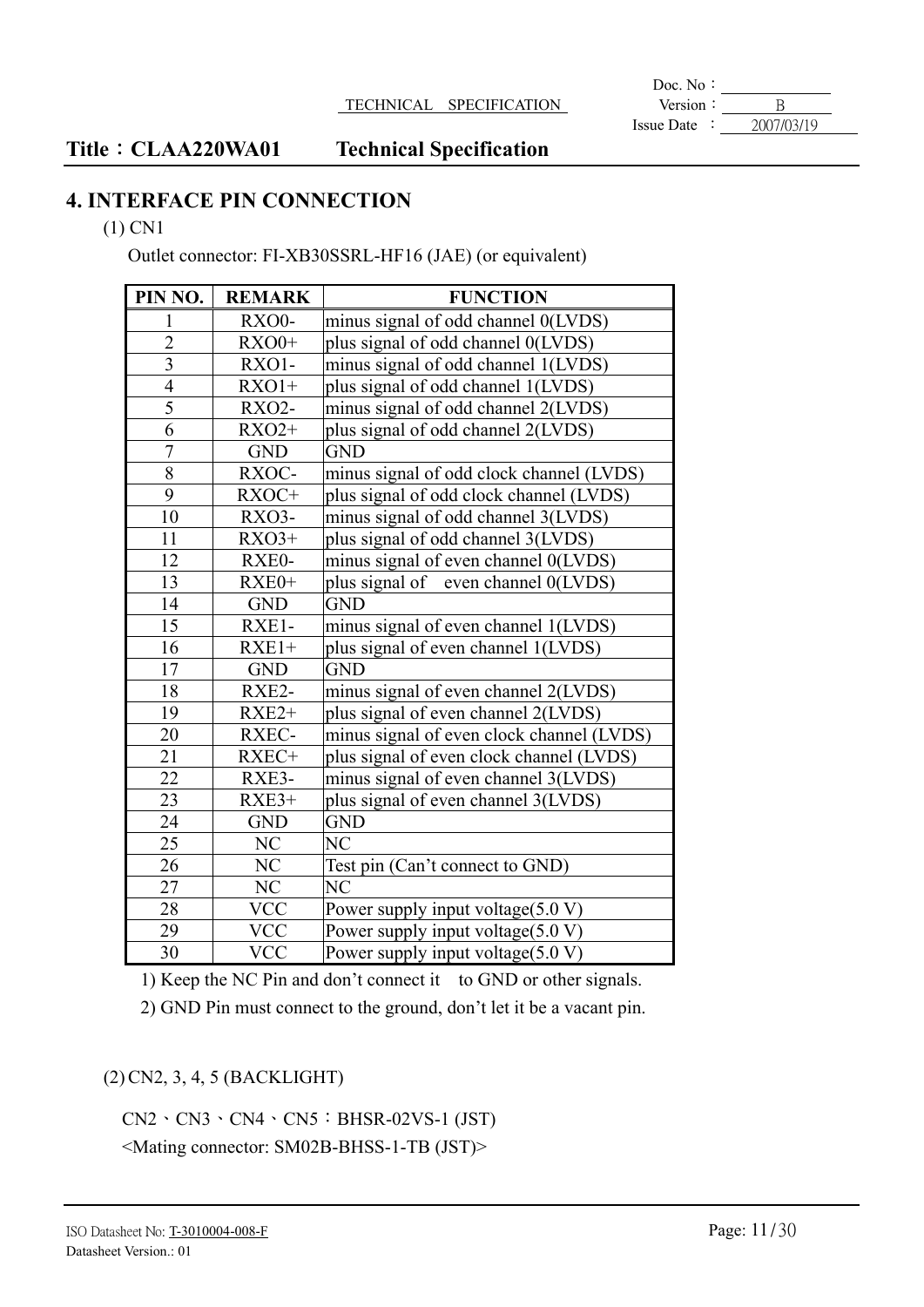## 4. INTERFACE PIN CONNECTION

(1) CN1

Outlet connector: FI-XB30SSRL-HF16 (JAE) (or equivalent)

| PIN NO. | REMARK | FUNCTION |
|---|---|---|
| 1 | RXO0- | minus signal of odd channel 0(LVDS) |
| 2 | RXO0+ | plus signal of odd channel 0(LVDS) |
| 3 | RXO1- | minus signal of odd channel 1(LVDS) |
| 4 | RXO1+ | plus signal of odd channel 1(LVDS) |
| 5 | RXO2- | minus signal of odd channel 2(LVDS) |
| 6 | RXO2+ | plus signal of odd channel 2(LVDS) |
| 7 | GND | GND |
| 8 | RXOC- | minus signal of odd clock channel (LVDS) |
| 9 | RXOC+ | plus signal of odd clock channel (LVDS) |
| 10 | RXO3- | minus signal of odd channel 3(LVDS) |
| 11 | RXO3+ | plus signal of odd channel 3(LVDS) |
| 12 | RXE0- | minus signal of even channel 0(LVDS) |
| 13 | RXE0+ | plus signal of even channel 0(LVDS) |
| 14 | GND | GND |
| 15 | RXE1- | minus signal of even channel 1(LVDS) |
| 16 | RXE1+ | plus signal of even channel 1(LVDS) |
| 17 | GND | GND |
| 18 | RXE2- | minus signal of even channel 2(LVDS) |
| 19 | RXE2+ | plus signal of even channel 2(LVDS) |
| 20 | RXEC- | minus signal of even clock channel (LVDS) |
| 21 | RXEC+ | plus signal of even clock channel (LVDS) |
| 22 | RXE3- | minus signal of even channel 3(LVDS) |
| 23 | RXE3+ | plus signal of even channel 3(LVDS) |
| 24 | GND | GND |
| 25 | NC | NC |
| 26 | NC | Test pin (Can't connect to GND) |
| 27 | NC | NC |
| 28 | VCC | Power supply input voltage(5.0 V) |
| 29 | VCC | Power supply input voltage(5.0 V) |
| 30 | VCC | Power supply input voltage(5.0 V) |

1) Keep the NC Pin and don't connect it to GND or other signals.

2) GND Pin must connect to the ground, don't let it be a vacant pin.

(2) CN2, 3, 4, 5 (BACKLIGHT)

CN2、CN3、CN4、CN5：BHSR-02VS-1 (JST)
<Mating connector: SM02B-BHSS-1-TB (JST)>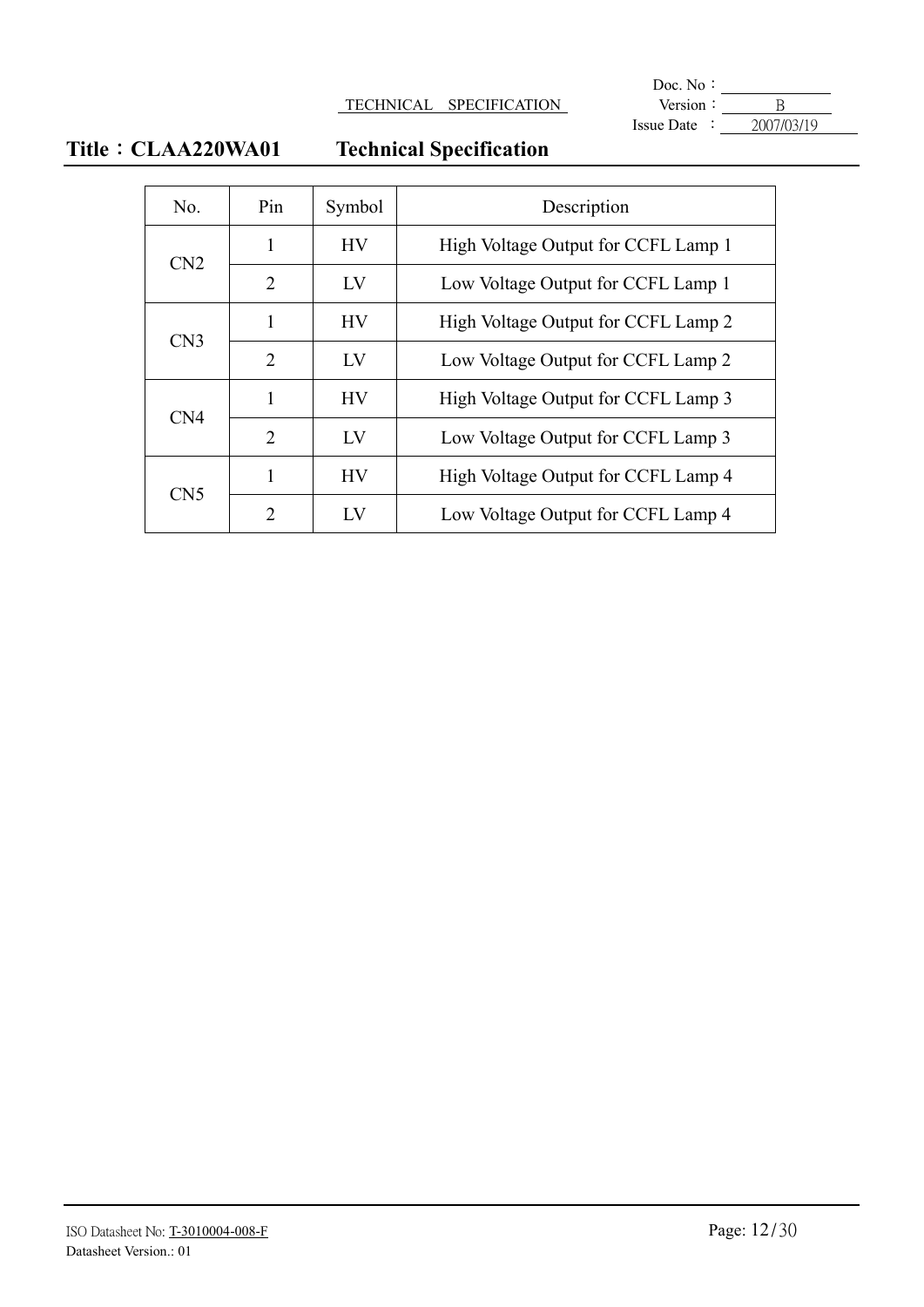| No. | Pin | Symbol | Description |
|---|---|---|---|
| CN2 | 1 | HV | High Voltage Output for CCFL Lamp 1 |
| | 2 | LV | Low Voltage Output for CCFL Lamp 1 |
| CN3 | 1 | HV | High Voltage Output for CCFL Lamp 2 |
| | 2 | LV | Low Voltage Output for CCFL Lamp 2 |
| CN4 | 1 | HV | High Voltage Output for CCFL Lamp 3 |
| | 2 | LV | Low Voltage Output for CCFL Lamp 3 |
| CN5 | 1 | HV | High Voltage Output for CCFL Lamp 4 |
| | 2 | LV | Low Voltage Output for CCFL Lamp 4 |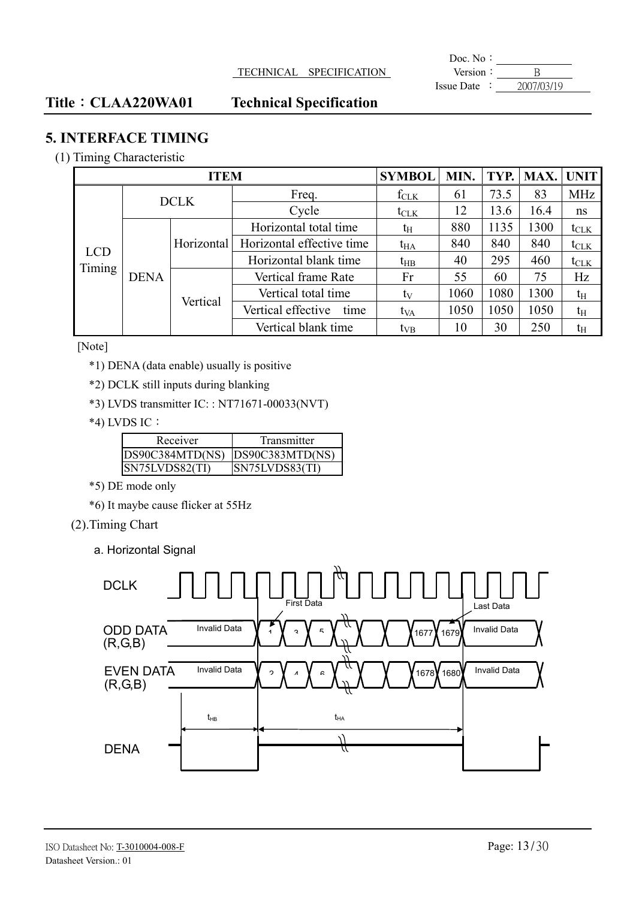## 5. INTERFACE TIMING

(1) Timing Characteristic

| ITEM | | | | SYMBOL | MIN. | TYP. | MAX. | UNIT |
|---|---|---|---|---|---|---|---|---|
| LCD Timing | DCLK | | Freq. | $f_{CLK}$ | 61 | 73.5 | 83 | MHz |
| | | | Cycle | $t_{CLK}$ | 12 | 13.6 | 16.4 | ns |
| | DENA | Horizontal | Horizontal total time | $t_H$ | 880 | 1135 | 1300 | $t_{CLK}$ |
| | | | Horizontal effective time | $t_{HA}$ | 840 | 840 | 840 | $t_{CLK}$ |
| | | | Horizontal blank time | $t_{HB}$ | 40 | 295 | 460 | $t_{CLK}$ |
| | | Vertical | Vertical frame Rate | Fr | 55 | 60 | 75 | Hz |
| | | | Vertical total time | $t_V$ | 1060 | 1080 | 1300 | $t_H$ |
| | | | Vertical effective time | $t_{VA}$ | 1050 | 1050 | 1050 | $t_H$ |
| | | | Vertical blank time | $t_{VB}$ | 10 | 30 | 250 | $t_H$ |

[Note]

*1) DENA (data enable) usually is positive

*2) DCLK still inputs during blanking

*3) LVDS transmitter IC: : NT71671-00033(NVT)

*4) LVDS IC：

| Receiver | Transmitter |
|---|---|
| DS90C384MTD(NS) | DS90C383MTD(NS) |
| SN75LVDS82(TI) | SN75LVDS83(TI) |

*5) DE mode only

*6) It maybe cause flicker at 55Hz

(2).Timing Chart

a. Horizontal Signal

DCLK

ODD DATA (R,G,B): Invalid Data | 1 | 3 | 5 | ... | 1677 | 1679 | Invalid Data

EVEN DATA (R,G,B): Invalid Data | 2 | 4 | 6 | ... | 1678 | 1680 | Invalid Data

First Data, Last Data

$t_{HB}$, $t_{HA}$

DENA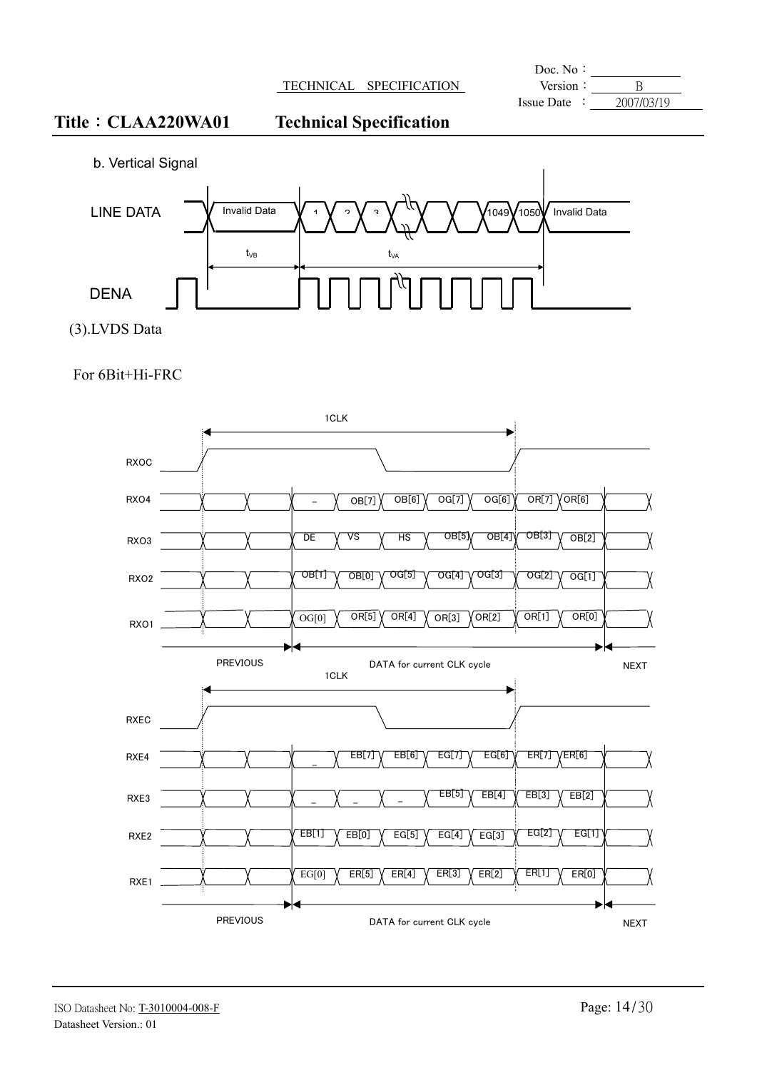b. Vertical Signal

LINE DATA: Invalid Data | 1 | 2 | 3 | ... | 1049 | 1050 | Invalid Data

$t_{VB}$ $t_{VA}$

DENA

(3).LVDS Data

For 6Bit+Hi-FRC

1CLK

| Signal | PREVIOUS | | DATA for current CLK cycle | | | | | | | NEXT |
|---|---|---|---|---|---|---|---|---|---|---|
| RXO4 | | | – | OB[7] | OB[6] | OG[7] | OG[6] | OR[7] | OR[6] | |
| RXO3 | | | DE | VS | HS | OB[5] | OB[4] | OB[3] | OB[2] | |
| RXO2 | | | OB[1] | OB[0] | OG[5] | OG[4] | OG[3] | OG[2] | OG[1] | |
| RXO1 | | | OG[0] | OR[5] | OR[4] | OR[3] | OR[2] | OR[1] | OR[0] | |

1CLK

| Signal | PREVIOUS | | DATA for current CLK cycle | | | | | | | NEXT |
|---|---|---|---|---|---|---|---|---|---|---|
| RXE4 | | | – | EB[7] | EB[6] | EG[7] | EG[6] | ER[7] | ER[6] | |
| RXE3 | | | – | – | – | EB[5] | EB[4] | EB[3] | EB[2] | |
| RXE2 | | | EB[1] | EB[0] | EG[5] | EG[4] | EG[3] | EG[2] | EG[1] | |
| RXE1 | | | EG[0] | ER[5] | ER[4] | ER[3] | ER[2] | ER[1] | ER[0] | |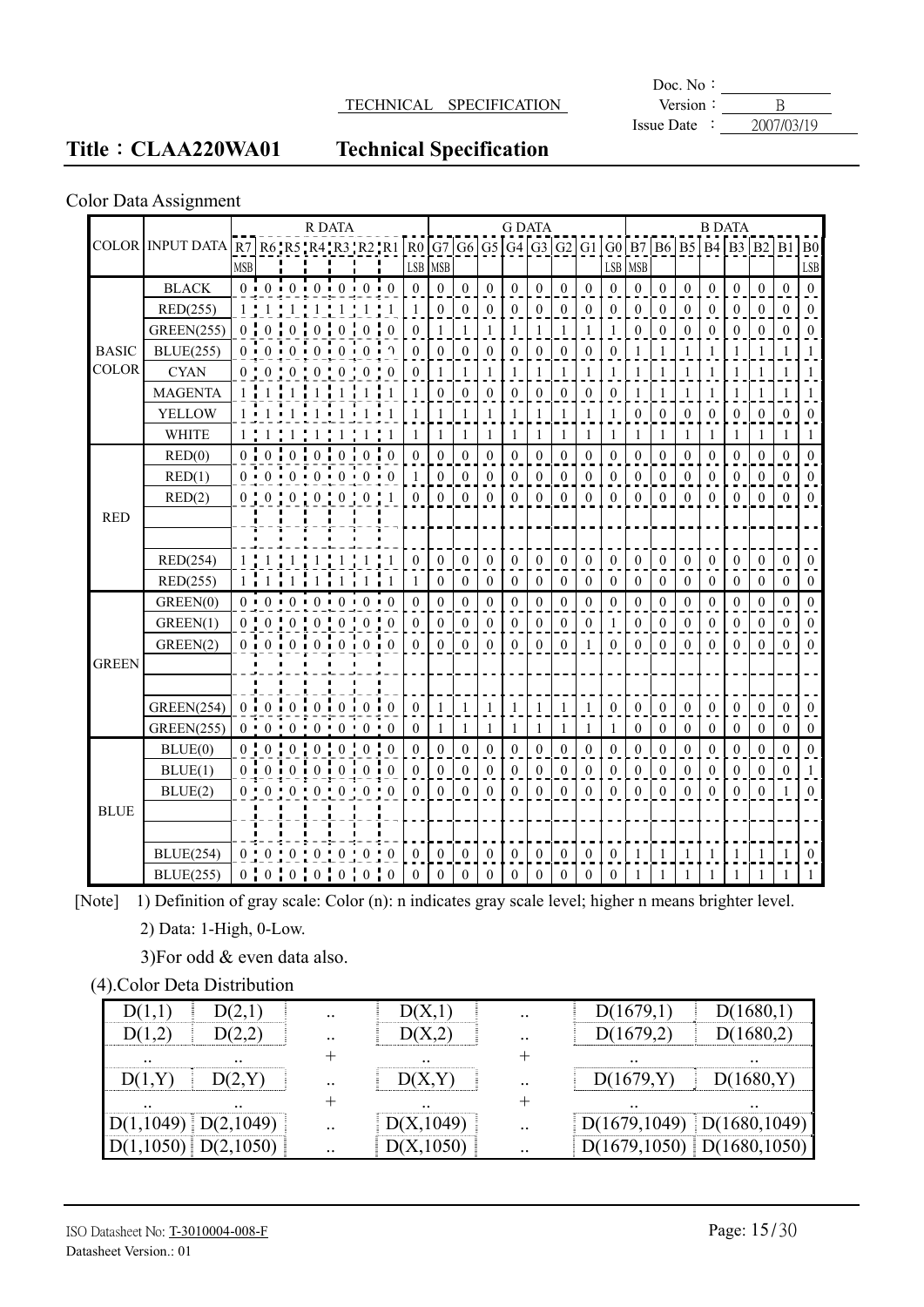Title：CLAA220WA01 Technical Specification

Color Data Assignment

| COLOR | INPUT DATA | R DATA | | | | | | | | G DATA | | | | | | | | B DATA | | | | | | | |
|---|---|---|---|---|---|---|---|---|---|---|---|---|---|---|---|---|---|---|---|---|---|---|---|---|---|
| | | R7 MSB | R6 | R5 | R4 | R3 | R2 | R1 | R0 LSB | G7 MSB | G6 | G5 | G4 | G3 | G2 | G1 | G0 LSB | B7 MSB | B6 | B5 | B4 | B3 | B2 | B1 | B0 LSB |
| BASIC COLOR | BLACK | 0 | 0 | 0 | 0 | 0 | 0 | 0 | 0 | 0 | 0 | 0 | 0 | 0 | 0 | 0 | 0 | 0 | 0 | 0 | 0 | 0 | 0 | 0 | 0 |
| | RED(255) | 1 | 1 | 1 | 1 | 1 | 1 | 1 | 1 | 0 | 0 | 0 | 0 | 0 | 0 | 0 | 0 | 0 | 0 | 0 | 0 | 0 | 0 | 0 | 0 |
| | GREEN(255) | 0 | 0 | 0 | 0 | 0 | 0 | 0 | 0 | 1 | 1 | 1 | 1 | 1 | 1 | 1 | 1 | 0 | 0 | 0 | 0 | 0 | 0 | 0 | 0 |
| | BLUE(255) | 0 | 0 | 0 | 0 | 0 | 0 | 0 | 0 | 0 | 0 | 0 | 0 | 0 | 0 | 0 | 0 | 1 | 1 | 1 | 1 | 1 | 1 | 1 | 1 |
| | CYAN | 0 | 0 | 0 | 0 | 0 | 0 | 0 | 0 | 1 | 1 | 1 | 1 | 1 | 1 | 1 | 1 | 1 | 1 | 1 | 1 | 1 | 1 | 1 | 1 |
| | MAGENTA | 1 | 1 | 1 | 1 | 1 | 1 | 1 | 1 | 0 | 0 | 0 | 0 | 0 | 0 | 0 | 0 | 1 | 1 | 1 | 1 | 1 | 1 | 1 | 1 |
| | YELLOW | 1 | 1 | 1 | 1 | 1 | 1 | 1 | 1 | 1 | 1 | 1 | 1 | 1 | 1 | 1 | 1 | 0 | 0 | 0 | 0 | 0 | 0 | 0 | 0 |
| | WHITE | 1 | 1 | 1 | 1 | 1 | 1 | 1 | 1 | 1 | 1 | 1 | 1 | 1 | 1 | 1 | 1 | 1 | 1 | 1 | 1 | 1 | 1 | 1 | 1 |
| RED | RED(0) | 0 | 0 | 0 | 0 | 0 | 0 | 0 | 0 | 0 | 0 | 0 | 0 | 0 | 0 | 0 | 0 | 0 | 0 | 0 | 0 | 0 | 0 | 0 | 0 |
| | RED(1) | 0 | 0 | 0 | 0 | 0 | 0 | 0 | 1 | 0 | 0 | 0 | 0 | 0 | 0 | 0 | 0 | 0 | 0 | 0 | 0 | 0 | 0 | 0 | 0 |
| | RED(2) | 0 | 0 | 0 | 0 | 0 | 0 | 1 | 0 | 0 | 0 | 0 | 0 | 0 | 0 | 0 | 0 | 0 | 0 | 0 | 0 | 0 | 0 | 0 | 0 |
| | | | | | | | | | | | | | | | | | | | | | | | | | |
| | | | | | | | | | | | | | | | | | | | | | | | | | |
| | RED(254) | 1 | 1 | 1 | 1 | 1 | 1 | 1 | 0 | 0 | 0 | 0 | 0 | 0 | 0 | 0 | 0 | 0 | 0 | 0 | 0 | 0 | 0 | 0 | 0 |
| | RED(255) | 1 | 1 | 1 | 1 | 1 | 1 | 1 | 1 | 0 | 0 | 0 | 0 | 0 | 0 | 0 | 0 | 0 | 0 | 0 | 0 | 0 | 0 | 0 | 0 |
| GREEN | GREEN(0) | 0 | 0 | 0 | 0 | 0 | 0 | 0 | 0 | 0 | 0 | 0 | 0 | 0 | 0 | 0 | 0 | 0 | 0 | 0 | 0 | 0 | 0 | 0 | 0 |
| | GREEN(1) | 0 | 0 | 0 | 0 | 0 | 0 | 0 | 0 | 0 | 0 | 0 | 0 | 0 | 0 | 0 | 1 | 0 | 0 | 0 | 0 | 0 | 0 | 0 | 0 |
| | GREEN(2) | 0 | 0 | 0 | 0 | 0 | 0 | 0 | 0 | 0 | 0 | 0 | 0 | 0 | 0 | 1 | 0 | 0 | 0 | 0 | 0 | 0 | 0 | 0 | 0 |
| | | | | | | | | | | | | | | | | | | | | | | | | | |
| | | | | | | | | | | | | | | | | | | | | | | | | | |
| | GREEN(254) | 0 | 0 | 0 | 0 | 0 | 0 | 0 | 0 | 1 | 1 | 1 | 1 | 1 | 1 | 1 | 0 | 0 | 0 | 0 | 0 | 0 | 0 | 0 | 0 |
| | GREEN(255) | 0 | 0 | 0 | 0 | 0 | 0 | 0 | 0 | 1 | 1 | 1 | 1 | 1 | 1 | 1 | 1 | 0 | 0 | 0 | 0 | 0 | 0 | 0 | 0 |
| BLUE | BLUE(0) | 0 | 0 | 0 | 0 | 0 | 0 | 0 | 0 | 0 | 0 | 0 | 0 | 0 | 0 | 0 | 0 | 0 | 0 | 0 | 0 | 0 | 0 | 0 | 0 |
| | BLUE(1) | 0 | 0 | 0 | 0 | 0 | 0 | 0 | 0 | 0 | 0 | 0 | 0 | 0 | 0 | 0 | 0 | 0 | 0 | 0 | 0 | 0 | 0 | 0 | 1 |
| | BLUE(2) | 0 | 0 | 0 | 0 | 0 | 0 | 0 | 0 | 0 | 0 | 0 | 0 | 0 | 0 | 0 | 0 | 0 | 0 | 0 | 0 | 0 | 0 | 1 | 0 |
| | | | | | | | | | | | | | | | | | | | | | | | | | |
| | | | | | | | | | | | | | | | | | | | | | | | | | |
| | BLUE(254) | 0 | 0 | 0 | 0 | 0 | 0 | 0 | 0 | 0 | 0 | 0 | 0 | 0 | 0 | 0 | 0 | 1 | 1 | 1 | 1 | 1 | 1 | 1 | 0 |
| | BLUE(255) | 0 | 0 | 0 | 0 | 0 | 0 | 0 | 0 | 0 | 0 | 0 | 0 | 0 | 0 | 0 | 0 | 1 | 1 | 1 | 1 | 1 | 1 | 1 | 1 |

[Note] 1) Definition of gray scale: Color (n): n indicates gray scale level; higher n means brighter level.

2) Data: 1-High, 0-Low.

3)For odd & even data also.

(4).Color Deta Distribution

| D(1,1) | D(2,1) | .. | D(X,1) | .. | D(1679,1) | D(1680,1) |
|---|---|---|---|---|---|---|
| D(1,2) | D(2,2) | .. | D(X,2) | .. | D(1679,2) | D(1680,2) |
| .. | .. | + | .. | + | .. | .. |
| D(1,Y) | D(2,Y) | .. | D(X,Y) | .. | D(1679,Y) | D(1680,Y) |
| .. | .. | + | .. | + | .. | .. |
| D(1,1049) | D(2,1049) | .. | D(X,1049) | .. | D(1679,1049) | D(1680,1049) |
| D(1,1050) | D(2,1050) | .. | D(X,1050) | .. | D(1679,1050) | D(1680,1050) |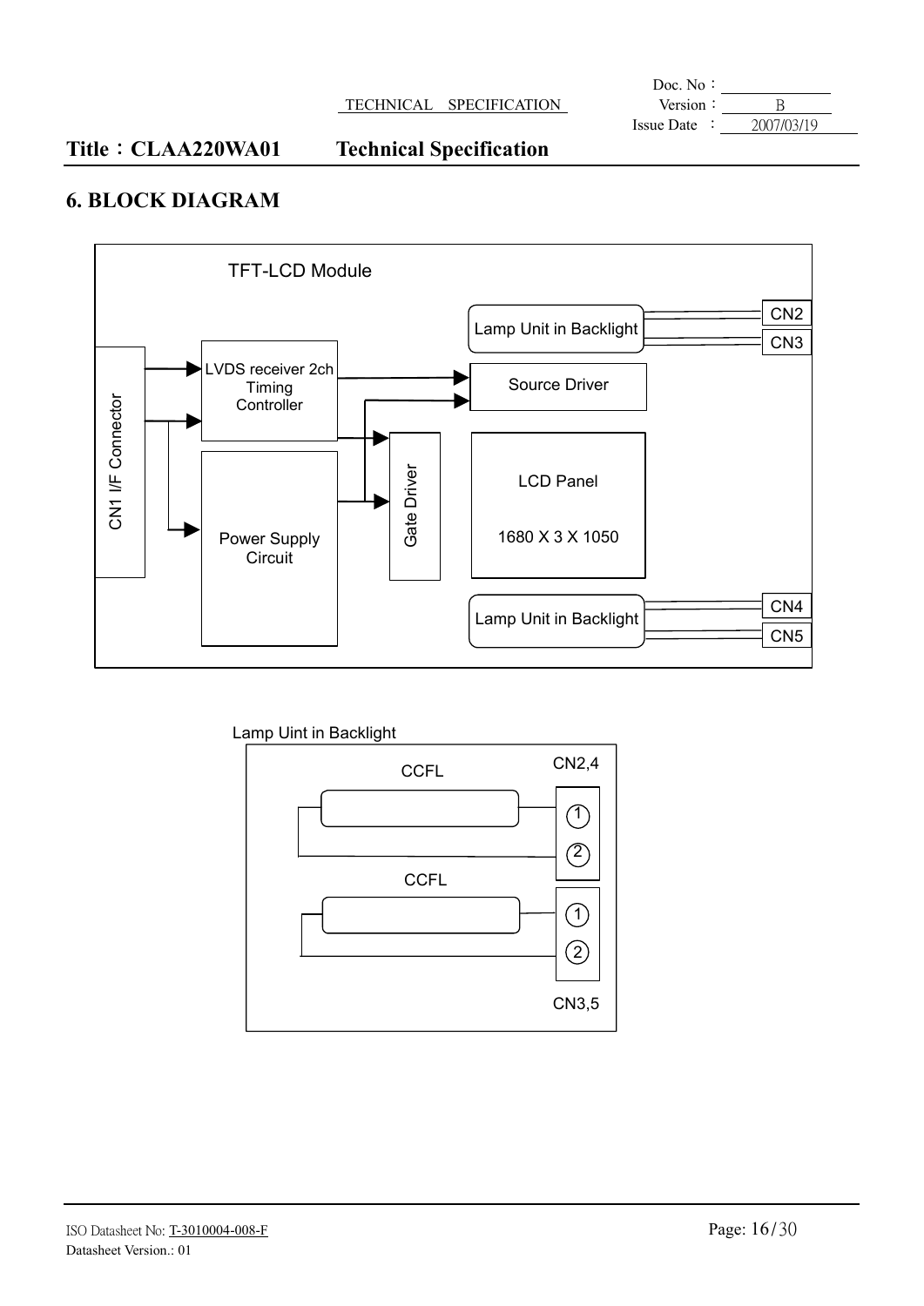# Title：CLAA220WA01 Technical Specification

## 6. BLOCK DIAGRAM

TFT-LCD Module

CN1 I/F Connector

LVDS receiver 2ch Timing Controller

Power Supply Circuit

Gate Driver

Source Driver

LCD Panel

1680 X 3 X 1050

Lamp Unit in Backlight

CN2

CN3

Lamp Unit in Backlight

CN4

CN5

Lamp Uint in Backlight

CCFL

CN2,4

① ②

CCFL

① ②

CN3,5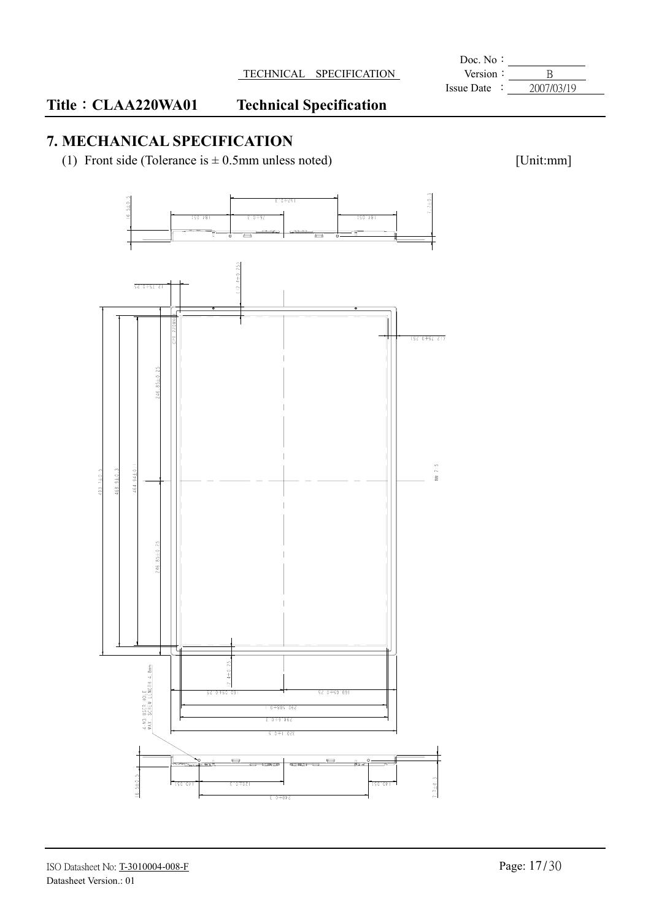# Title：CLAA220WA01 Technical Specification

## 7. MECHANICAL SPECIFICATION

(1) Front side (Tolerance is ± 0.5mm unless noted) [Unit:mm]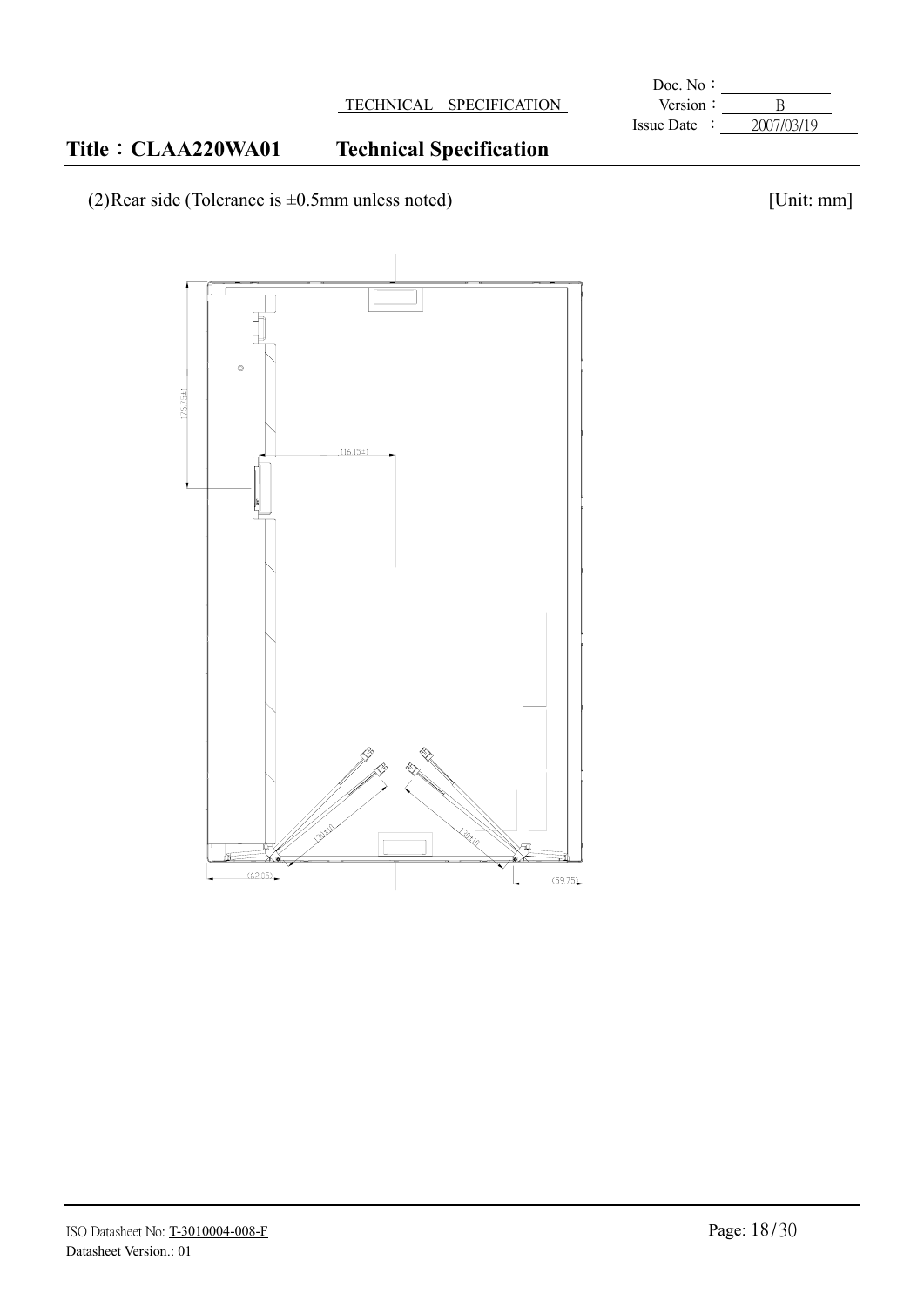## Title：CLAA220WA01 Technical Specification

(2)Rear side (Tolerance is ±0.5mm unless noted) [Unit: mm]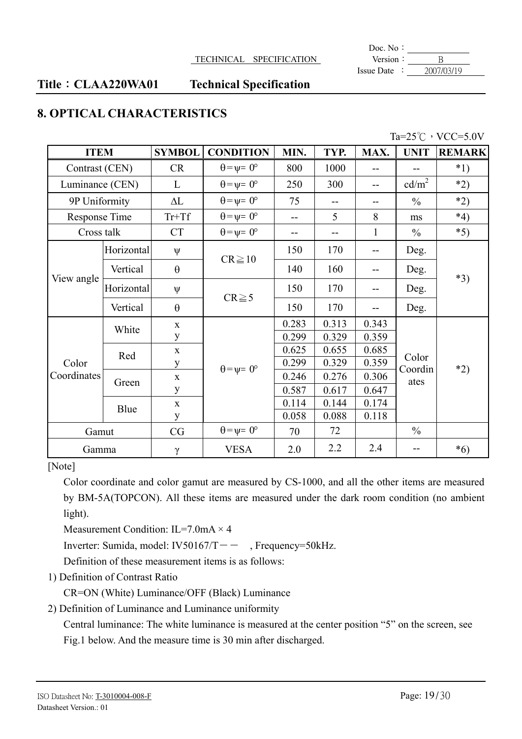## 8. OPTICAL CHARACTERISTICS

Ta=25℃，VCC=5.0V

| ITEM | | SYMBOL | CONDITION | MIN. | TYP. | MAX. | UNIT | REMARK |
|---|---|---|---|---|---|---|---|---|
| Contrast (CEN) | | CR | θ=ψ= 0° | 800 | 1000 | -- | -- | *1) |
| Luminance (CEN) | | L | θ=ψ= 0° | 250 | 300 | -- | cd/m² | *2) |
| 9P Uniformity | | ΔL | θ=ψ= 0° | 75 | -- | -- | % | *2) |
| Response Time | | Tr+Tf | θ=ψ= 0° | -- | 5 | 8 | ms | *4) |
| Cross talk | | CT | θ=ψ= 0° | -- | -- | 1 | % | *5) |
| View angle | Horizontal | ψ | CR≧10 | 150 | 170 | -- | Deg. | *3) |
| | Vertical | θ | | 140 | 160 | -- | Deg. | |
| | Horizontal | ψ | CR≧5 | 150 | 170 | -- | Deg. | |
| | Vertical | θ | | 150 | 170 | -- | Deg. | |
| Color Coordinates | White | x | θ=ψ= 0° | 0.283 | 0.313 | 0.343 | Color Coordinates | *2) |
| | | y | | 0.299 | 0.329 | 0.359 | | |
| | Red | x | | 0.625 | 0.655 | 0.685 | | |
| | | y | | 0.299 | 0.329 | 0.359 | | |
| | Green | x | | 0.246 | 0.276 | 0.306 | | |
| | | y | | 0.587 | 0.617 | 0.647 | | |
| | Blue | x | | 0.114 | 0.144 | 0.174 | | |
| | | y | | 0.058 | 0.088 | 0.118 | | |
| Gamut | | CG | θ=ψ= 0° | 70 | 72 | | % | |
| Gamma | | γ | VESA | 2.0 | 2.2 | 2.4 | -- | *6) |

[Note]

Color coordinate and color gamut are measured by CS-1000, and all the other items are measured by BM-5A(TOPCON). All these items are measured under the dark room condition (no ambient light).

Measurement Condition: IL=7.0mA × 4

Inverter: Sumida, model: IV50167/T－－ , Frequency=50kHz.

Definition of these measurement items is as follows:

1) Definition of Contrast Ratio

CR=ON (White) Luminance/OFF (Black) Luminance

2) Definition of Luminance and Luminance uniformity

Central luminance: The white luminance is measured at the center position “5” on the screen, see Fig.1 below. And the measure time is 30 min after discharged.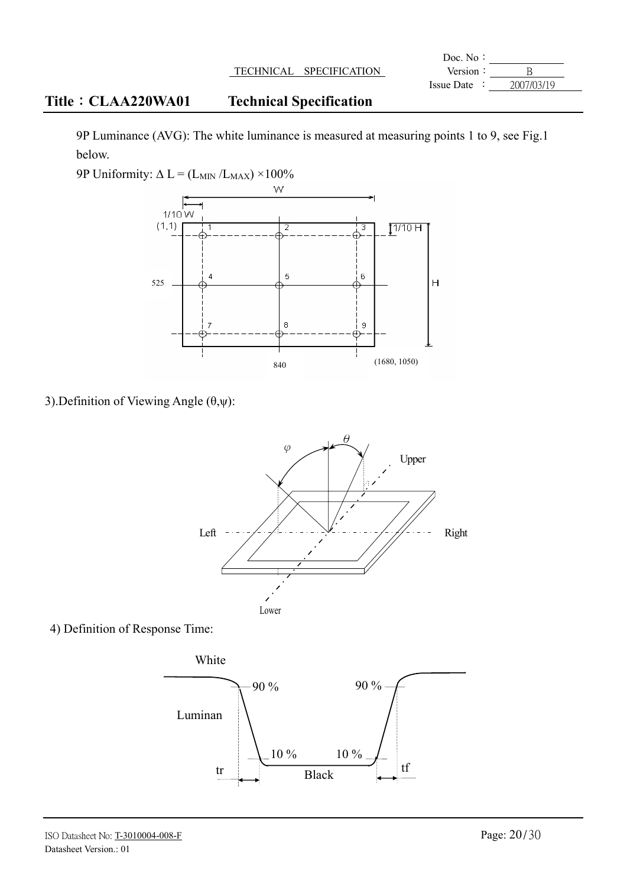9P Luminance (AVG): The white luminance is measured at measuring points 1 to 9, see Fig.1 below.

9P Uniformity: $\Delta$ L = ($L_{MIN}$ /$L_{MAX}$) ×100%

3).Definition of Viewing Angle (θ,ψ):

4) Definition of Response Time: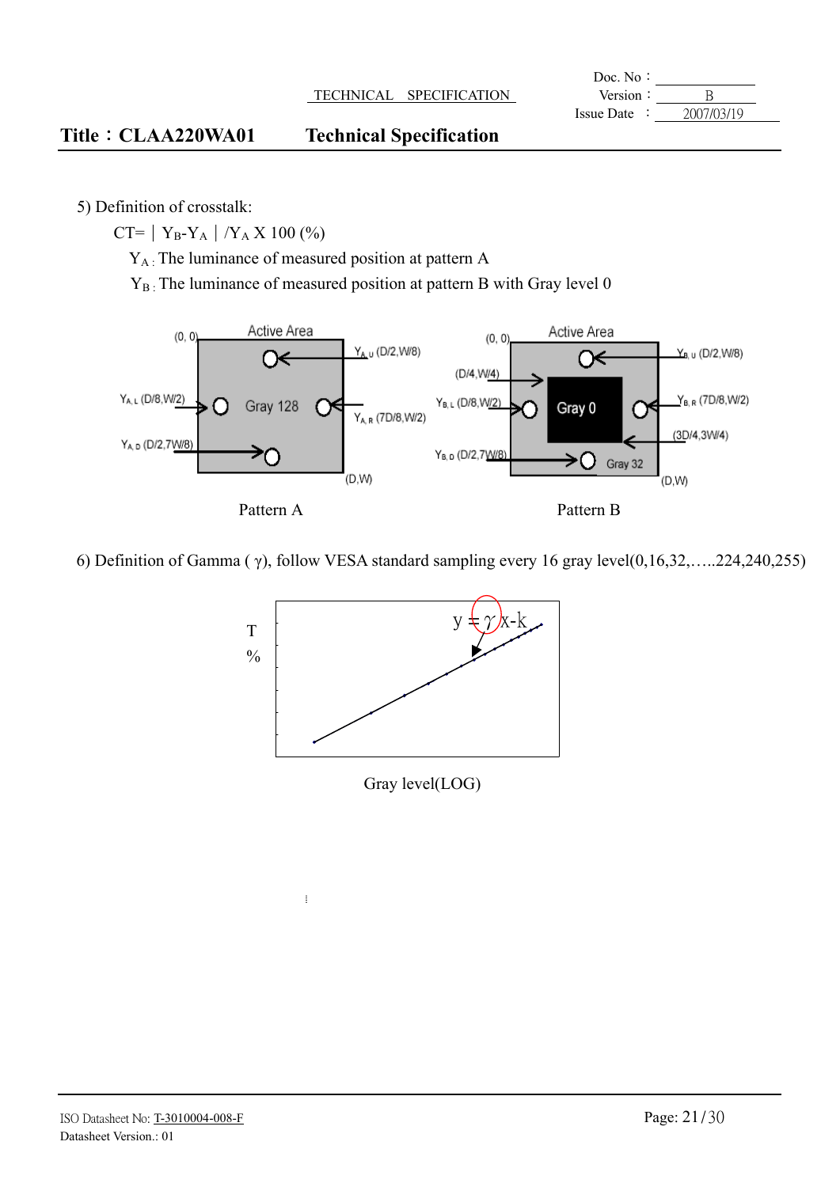5) Definition of crosstalk:

$CT = | Y_B - Y_A | / Y_A \times 100\ (\%)$

$Y_A$: The luminance of measured position at pattern A

$Y_B$: The luminance of measured position at pattern B with Gray level 0

Active Area (0, 0) Gray 128 (D,W)
$Y_{A,U}$ (D/2,W/8)
$Y_{A,L}$ (D/8,W/2)
$Y_{A,R}$ (7D/8,W/2)
$Y_{A,D}$ (D/2,7W/8)

Pattern A

Active Area (0, 0) Gray 0 Gray 32 (D,W)
(D/4,W/4)
(3D/4,3W/4)
$Y_{B,U}$ (D/2,W/8)
$Y_{B,L}$ (D/8,W/2)
$Y_{B,R}$ (7D/8,W/2)
$Y_{B,D}$ (D/2,7W/8)

Pattern B

6) Definition of Gamma ( γ), follow VESA standard sampling every 16 gray level(0,16,32,…..224,240,255)

$y = \gamma x - k$

T %

Gray level(LOG)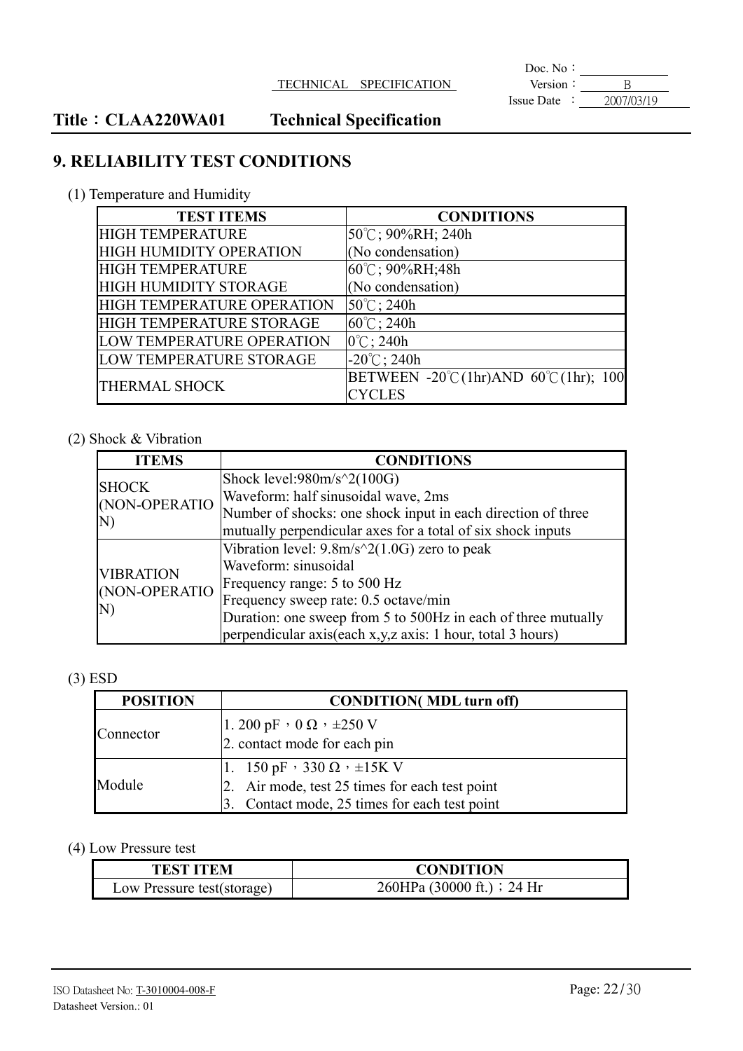## 9. RELIABILITY TEST CONDITIONS

(1) Temperature and Humidity

| TEST ITEMS | CONDITIONS |
|---|---|
| HIGH TEMPERATURE HIGH HUMIDITY OPERATION | 50℃; 90%RH; 240h (No condensation) |
| HIGH TEMPERATURE HIGH HUMIDITY STORAGE | 60℃; 90%RH;48h (No condensation) |
| HIGH TEMPERATURE OPERATION | 50℃; 240h |
| HIGH TEMPERATURE STORAGE | 60℃; 240h |
| LOW TEMPERATURE OPERATION | 0℃; 240h |
| LOW TEMPERATURE STORAGE | -20℃; 240h |
| THERMAL SHOCK | BETWEEN -20℃(1hr)AND 60℃(1hr); 100 CYCLES |

(2) Shock & Vibration

| ITEMS | CONDITIONS |
|---|---|
| SHOCK (NON-OPERATION) | Shock level:980m/s^2(100G)<br>Waveform: half sinusoidal wave, 2ms<br>Number of shocks: one shock input in each direction of three mutually perpendicular axes for a total of six shock inputs |
| VIBRATION (NON-OPERATION) | Vibration level: 9.8m/s^2(1.0G) zero to peak<br>Waveform: sinusoidal<br>Frequency range: 5 to 500 Hz<br>Frequency sweep rate: 0.5 octave/min<br>Duration: one sweep from 5 to 500Hz in each of three mutually perpendicular axis(each x,y,z axis: 1 hour, total 3 hours) |

(3) ESD

| POSITION | CONDITION( MDL turn off) |
|---|---|
| Connector | 1. 200 pF，0 Ω，±250 V<br>2. contact mode for each pin |
| Module | 1. 150 pF，330 Ω，±15K V<br>2. Air mode, test 25 times for each test point<br>3. Contact mode, 25 times for each test point |

(4) Low Pressure test

| TEST ITEM | CONDITION |
|---|---|
| Low Pressure test(storage) | 260HPa (30000 ft.)；24 Hr |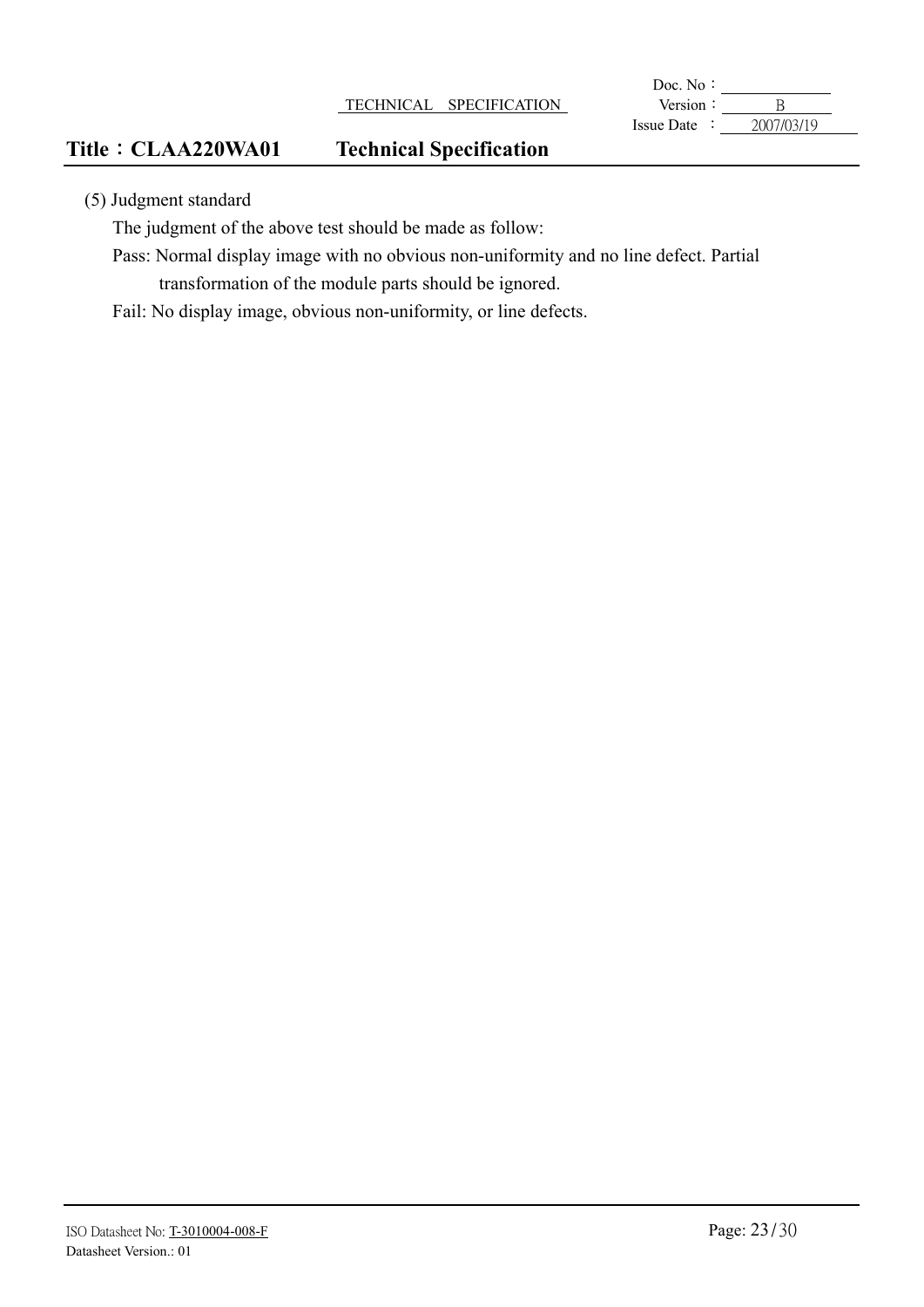(5) Judgment standard

The judgment of the above test should be made as follow:

Pass: Normal display image with no obvious non-uniformity and no line defect. Partial transformation of the module parts should be ignored.

Fail: No display image, obvious non-uniformity, or line defects.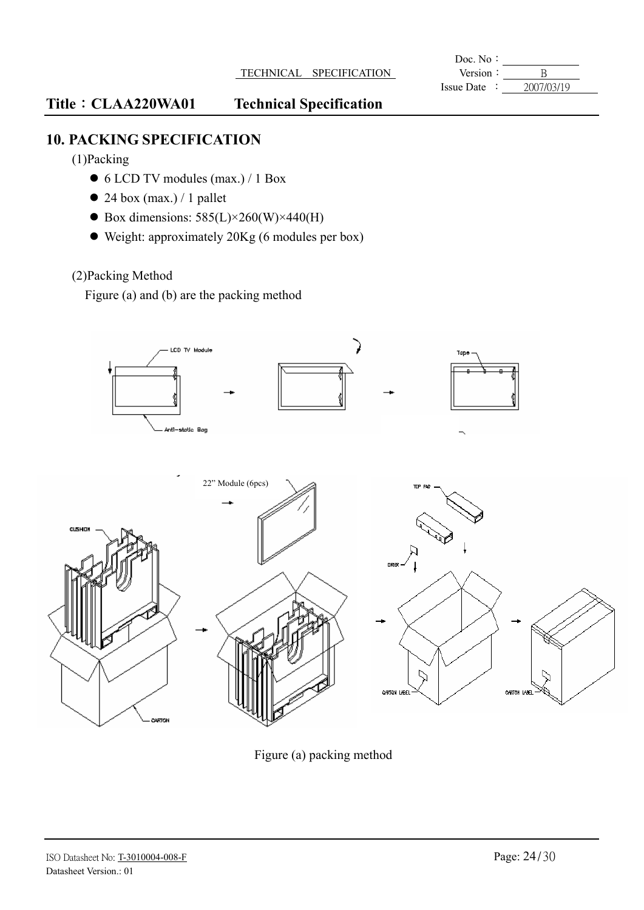## 10. PACKING SPECIFICATION

(1)Packing

- 6 LCD TV modules (max.) / 1 Box
- 24 box (max.) / 1 pallet
- Box dimensions: 585(L)×260(W)×440(H)
- Weight: approximately 20Kg (6 modules per box)

(2)Packing Method

Figure (a) and (b) are the packing method

Figure (a) packing method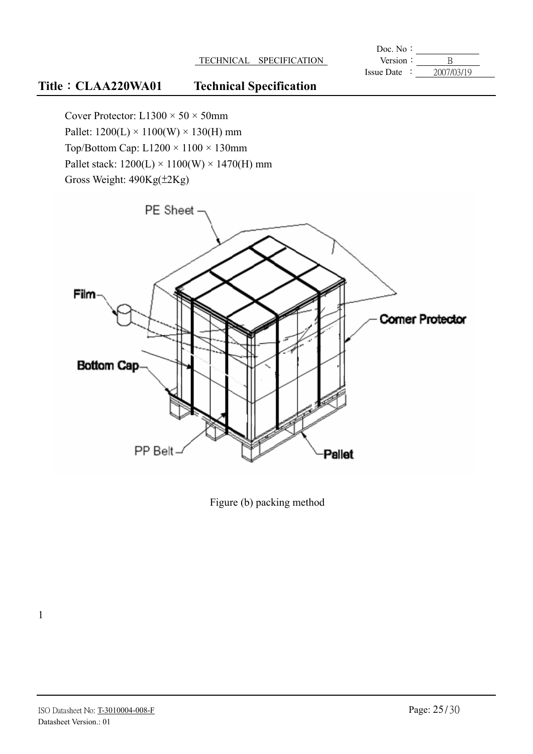Cover Protector: L1300 × 50 × 50mm
Pallet: 1200(L) × 1100(W) × 130(H) mm
Top/Bottom Cap: L1200 × 1100 × 130mm
Pallet stack: 1200(L) × 1100(W) × 1470(H) mm
Gross Weight: 490Kg(±2Kg)

Figure (b) packing method

1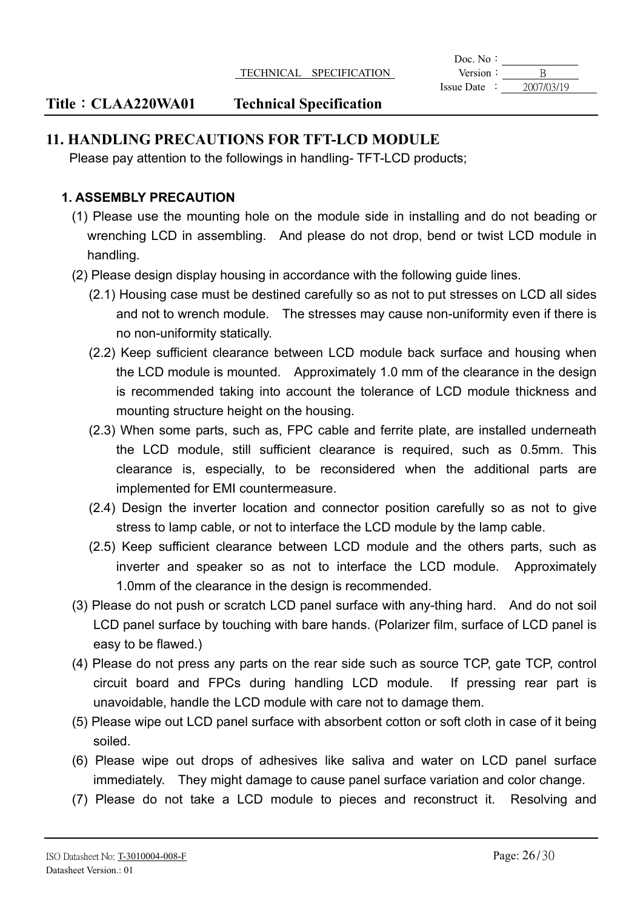## 11. HANDLING PRECAUTIONS FOR TFT-LCD MODULE

Please pay attention to the followings in handling- TFT-LCD products;

### 1. ASSEMBLY PRECAUTION

(1) Please use the mounting hole on the module side in installing and do not beading or wrenching LCD in assembling. And please do not drop, bend or twist LCD module in handling.

(2) Please design display housing in accordance with the following guide lines.

(2.1) Housing case must be destined carefully so as not to put stresses on LCD all sides and not to wrench module. The stresses may cause non-uniformity even if there is no non-uniformity statically.

(2.2) Keep sufficient clearance between LCD module back surface and housing when the LCD module is mounted. Approximately 1.0 mm of the clearance in the design is recommended taking into account the tolerance of LCD module thickness and mounting structure height on the housing.

(2.3) When some parts, such as, FPC cable and ferrite plate, are installed underneath the LCD module, still sufficient clearance is required, such as 0.5mm. This clearance is, especially, to be reconsidered when the additional parts are implemented for EMI countermeasure.

(2.4) Design the inverter location and connector position carefully so as not to give stress to lamp cable, or not to interface the LCD module by the lamp cable.

(2.5) Keep sufficient clearance between LCD module and the others parts, such as inverter and speaker so as not to interface the LCD module. Approximately 1.0mm of the clearance in the design is recommended.

(3) Please do not push or scratch LCD panel surface with any-thing hard. And do not soil LCD panel surface by touching with bare hands. (Polarizer film, surface of LCD panel is easy to be flawed.)

(4) Please do not press any parts on the rear side such as source TCP, gate TCP, control circuit board and FPCs during handling LCD module. If pressing rear part is unavoidable, handle the LCD module with care not to damage them.

(5) Please wipe out LCD panel surface with absorbent cotton or soft cloth in case of it being soiled.

(6) Please wipe out drops of adhesives like saliva and water on LCD panel surface immediately. They might damage to cause panel surface variation and color change.

(7) Please do not take a LCD module to pieces and reconstruct it. Resolving and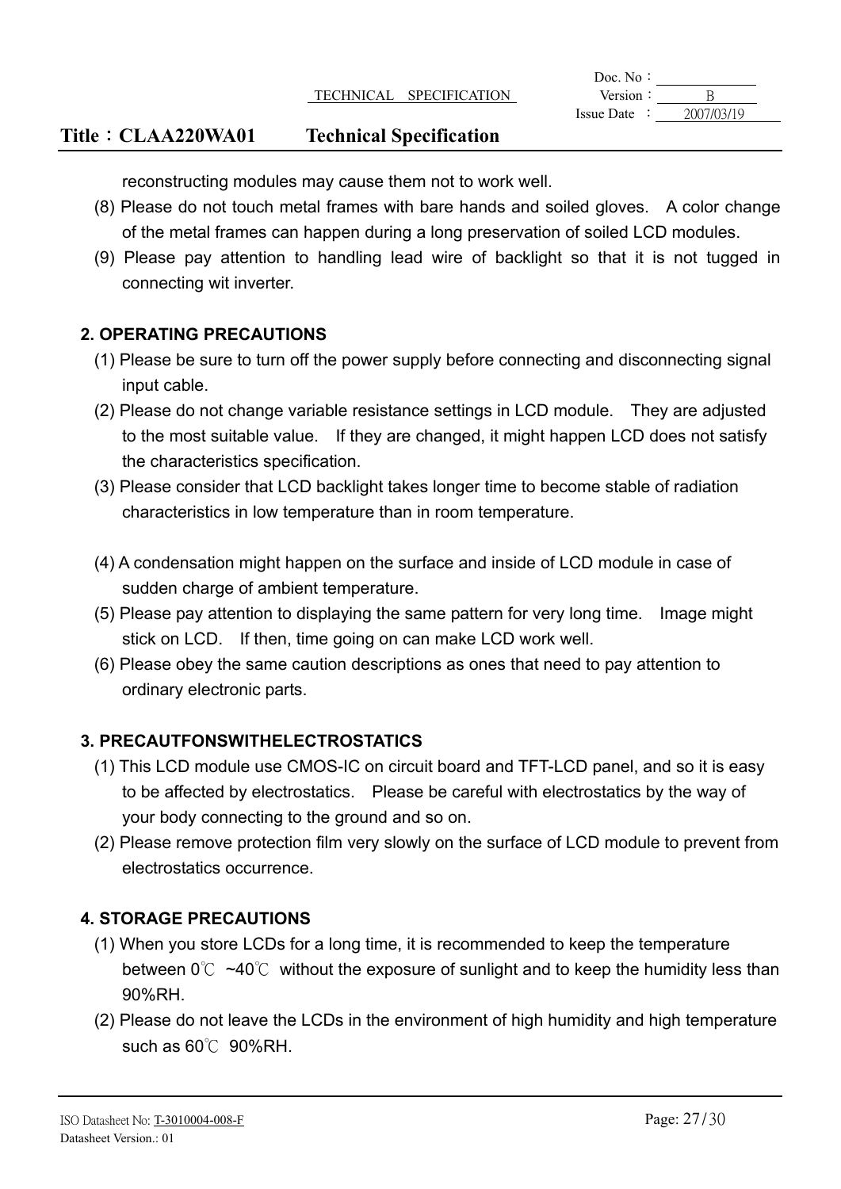reconstructing modules may cause them not to work well.

(8) Please do not touch metal frames with bare hands and soiled gloves. A color change of the metal frames can happen during a long preservation of soiled LCD modules.

(9) Please pay attention to handling lead wire of backlight so that it is not tugged in connecting wit inverter.

### 2. OPERATING PRECAUTIONS

(1) Please be sure to turn off the power supply before connecting and disconnecting signal input cable.

(2) Please do not change variable resistance settings in LCD module. They are adjusted to the most suitable value. If they are changed, it might happen LCD does not satisfy the characteristics specification.

(3) Please consider that LCD backlight takes longer time to become stable of radiation characteristics in low temperature than in room temperature.

(4) A condensation might happen on the surface and inside of LCD module in case of sudden charge of ambient temperature.

(5) Please pay attention to displaying the same pattern for very long time. Image might stick on LCD. If then, time going on can make LCD work well.

(6) Please obey the same caution descriptions as ones that need to pay attention to ordinary electronic parts.

### 3. PRECAUTFONSWITHELECTROSTATICS

(1) This LCD module use CMOS-IC on circuit board and TFT-LCD panel, and so it is easy to be affected by electrostatics. Please be careful with electrostatics by the way of your body connecting to the ground and so on.

(2) Please remove protection film very slowly on the surface of LCD module to prevent from electrostatics occurrence.

### 4. STORAGE PRECAUTIONS

(1) When you store LCDs for a long time, it is recommended to keep the temperature between 0℃ ~40℃ without the exposure of sunlight and to keep the humidity less than 90%RH.

(2) Please do not leave the LCDs in the environment of high humidity and high temperature such as 60℃ 90%RH.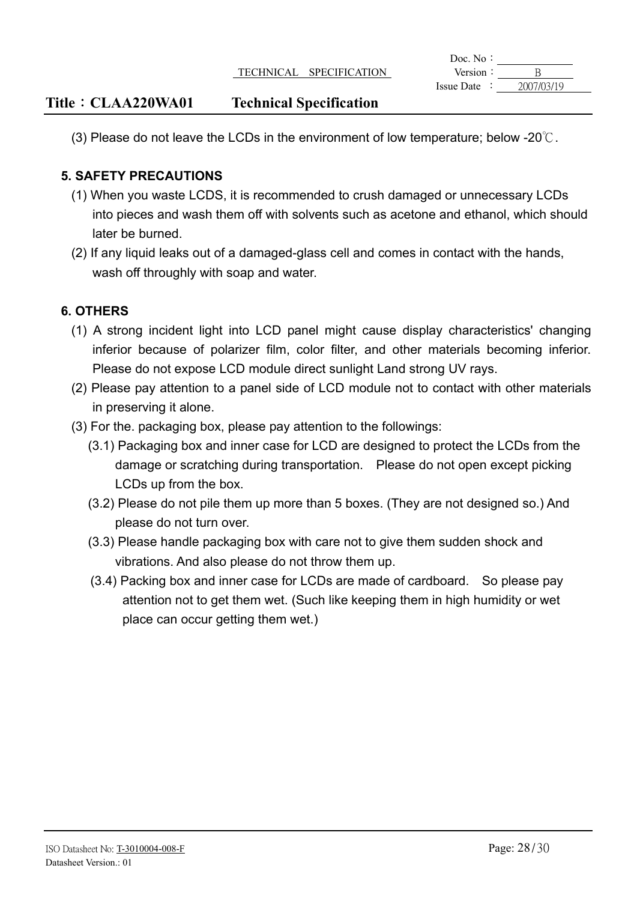(3) Please do not leave the LCDs in the environment of low temperature; below -20℃.

### 5. SAFETY PRECAUTIONS

(1) When you waste LCDS, it is recommended to crush damaged or unnecessary LCDs into pieces and wash them off with solvents such as acetone and ethanol, which should later be burned.

(2) If any liquid leaks out of a damaged-glass cell and comes in contact with the hands, wash off throughly with soap and water.

### 6. OTHERS

(1) A strong incident light into LCD panel might cause display characteristics' changing inferior because of polarizer film, color filter, and other materials becoming inferior. Please do not expose LCD module direct sunlight Land strong UV rays.

(2) Please pay attention to a panel side of LCD module not to contact with other materials in preserving it alone.

(3) For the. packaging box, please pay attention to the followings:

(3.1) Packaging box and inner case for LCD are designed to protect the LCDs from the damage or scratching during transportation. Please do not open except picking LCDs up from the box.

(3.2) Please do not pile them up more than 5 boxes. (They are not designed so.) And please do not turn over.

(3.3) Please handle packaging box with care not to give them sudden shock and vibrations. And also please do not throw them up.

(3.4) Packing box and inner case for LCDs are made of cardboard. So please pay attention not to get them wet. (Such like keeping them in high humidity or wet place can occur getting them wet.)